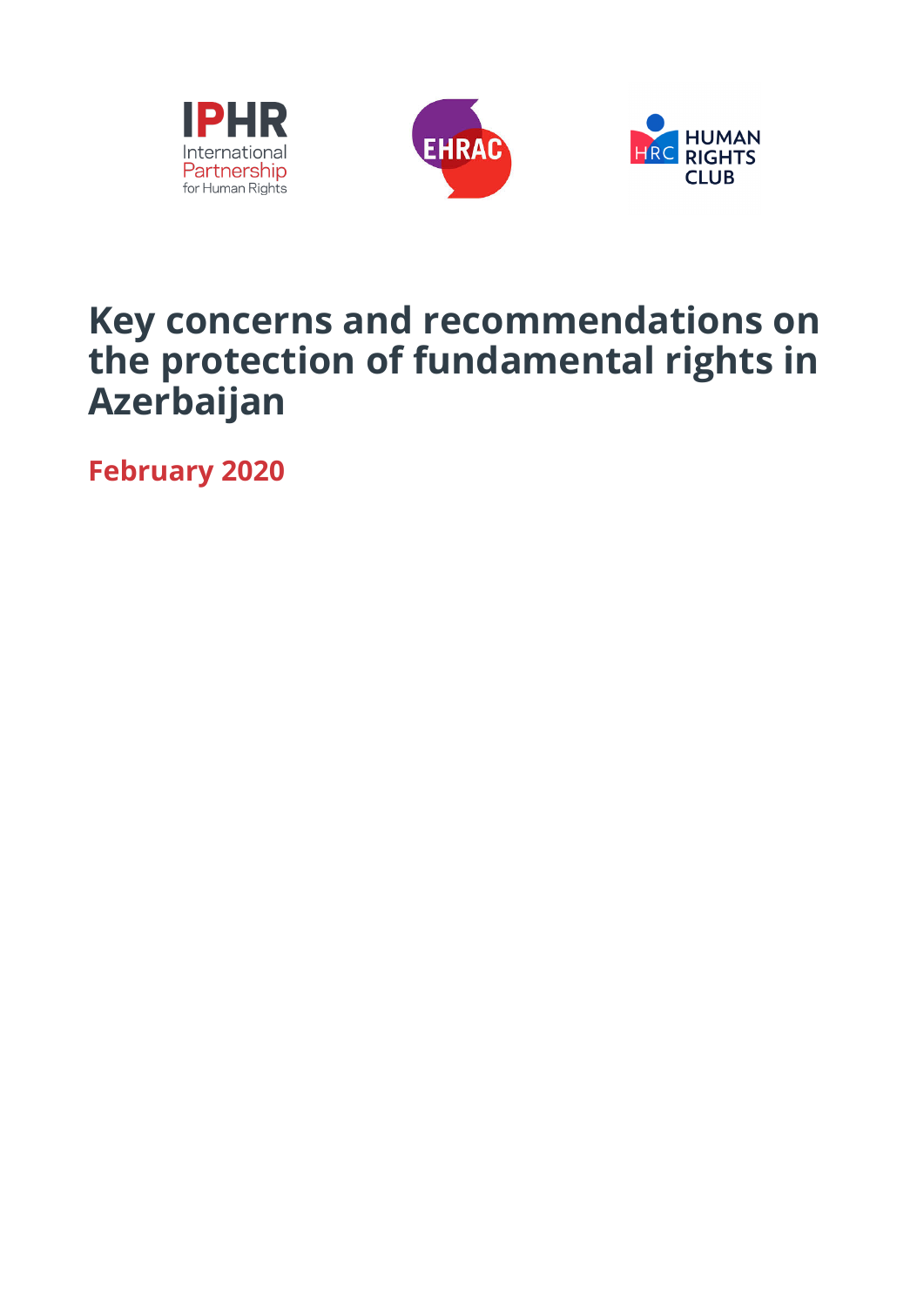IPHR International Partnership for Human Rights

EHRAC

HRC HUMAN RIGHTS CLUB

# Key concerns and recommendations on the protection of fundamental rights in Azerbaijan

**February 2020**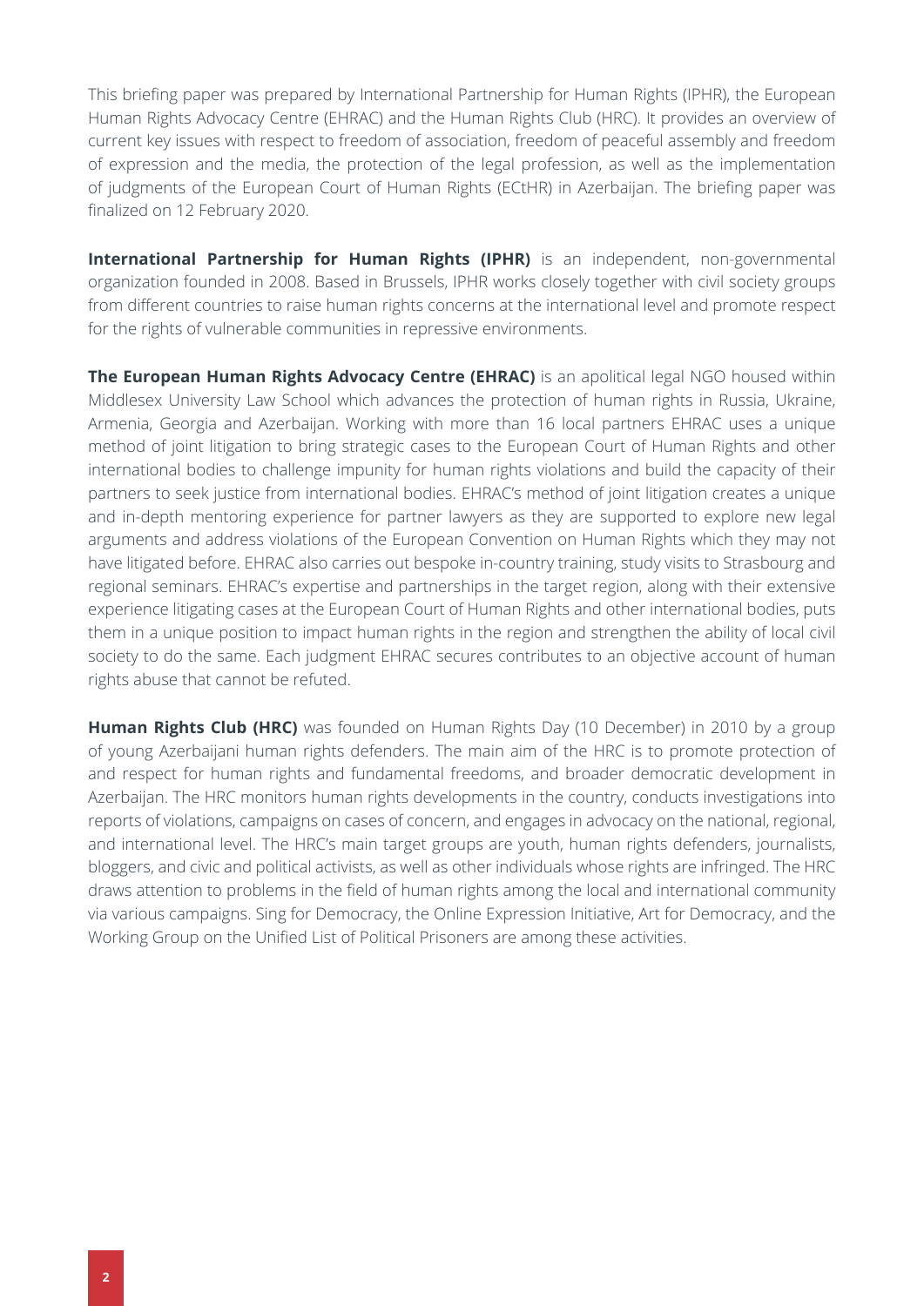This briefing paper was prepared by International Partnership for Human Rights (IPHR), the European Human Rights Advocacy Centre (EHRAC) and the Human Rights Club (HRC). It provides an overview of current key issues with respect to freedom of association, freedom of peaceful assembly and freedom of expression and the media, the protection of the legal profession, as well as the implementation of judgments of the European Court of Human Rights (ECtHR) in Azerbaijan. The briefing paper was finalized on 12 February 2020.

**International Partnership for Human Rights (IPHR)** is an independent, non-governmental organization founded in 2008. Based in Brussels, IPHR works closely together with civil society groups from different countries to raise human rights concerns at the international level and promote respect for the rights of vulnerable communities in repressive environments.

**The European Human Rights Advocacy Centre (EHRAC)** is an apolitical legal NGO housed within Middlesex University Law School which advances the protection of human rights in Russia, Ukraine, Armenia, Georgia and Azerbaijan. Working with more than 16 local partners EHRAC uses a unique method of joint litigation to bring strategic cases to the European Court of Human Rights and other international bodies to challenge impunity for human rights violations and build the capacity of their partners to seek justice from international bodies. EHRAC's method of joint litigation creates a unique and in-depth mentoring experience for partner lawyers as they are supported to explore new legal arguments and address violations of the European Convention on Human Rights which they may not have litigated before. EHRAC also carries out bespoke in-country training, study visits to Strasbourg and regional seminars. EHRAC's expertise and partnerships in the target region, along with their extensive experience litigating cases at the European Court of Human Rights and other international bodies, puts them in a unique position to impact human rights in the region and strengthen the ability of local civil society to do the same. Each judgment EHRAC secures contributes to an objective account of human rights abuse that cannot be refuted.

**Human Rights Club (HRC)** was founded on Human Rights Day (10 December) in 2010 by a group of young Azerbaijani human rights defenders. The main aim of the HRC is to promote protection of and respect for human rights and fundamental freedoms, and broader democratic development in Azerbaijan. The HRC monitors human rights developments in the country, conducts investigations into reports of violations, campaigns on cases of concern, and engages in advocacy on the national, regional, and international level. The HRC's main target groups are youth, human rights defenders, journalists, bloggers, and civic and political activists, as well as other individuals whose rights are infringed. The HRC draws attention to problems in the field of human rights among the local and international community via various campaigns. Sing for Democracy, the Online Expression Initiative, Art for Democracy, and the Working Group on the Unified List of Political Prisoners are among these activities.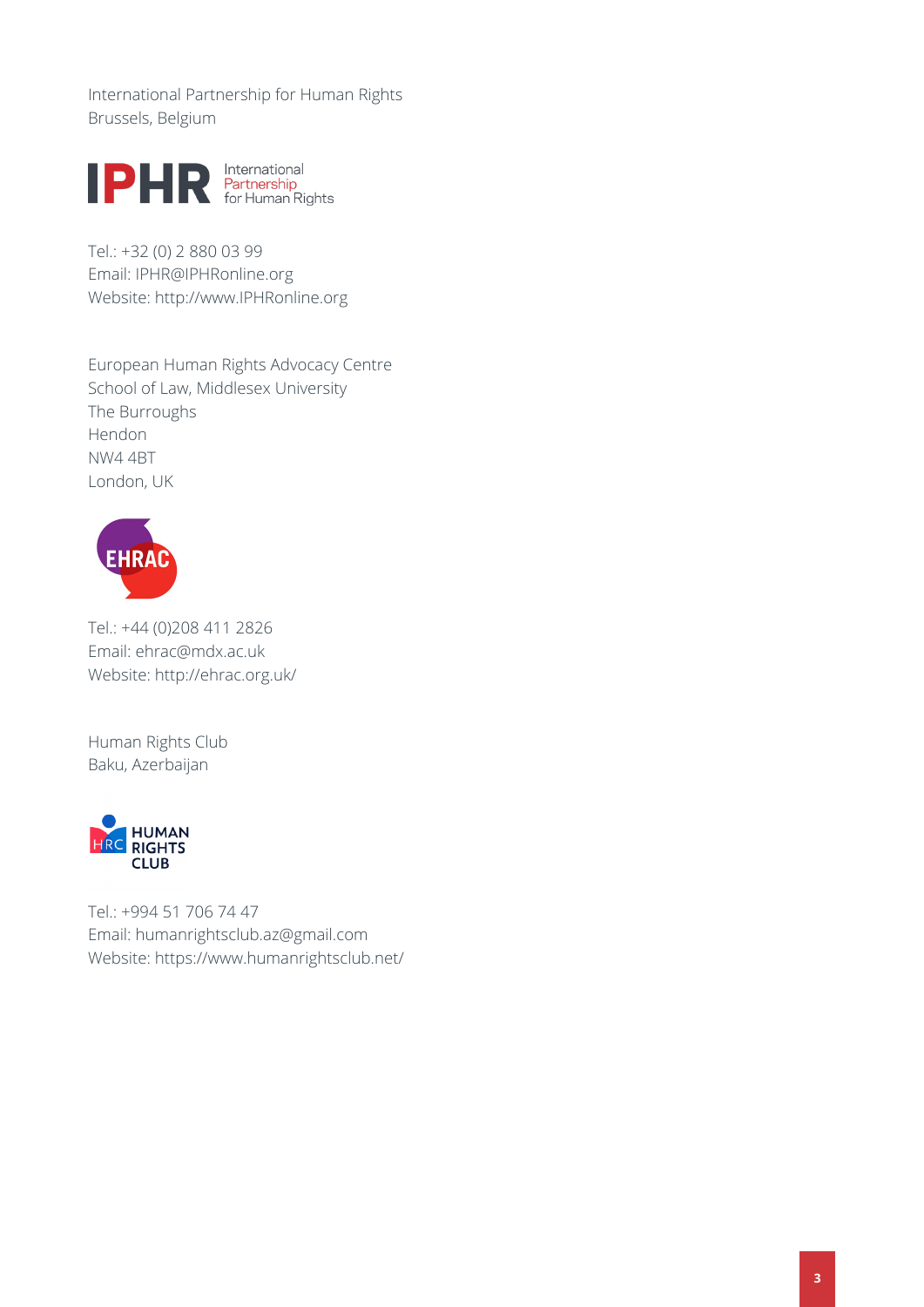International Partnership for Human Rights
Brussels, Belgium

Tel.: +32 (0) 2 880 03 99
Email: IPHR@IPHRonline.org
Website: http://www.IPHRonline.org

European Human Rights Advocacy Centre
School of Law, Middlesex University
The Burroughs
Hendon
NW4 4BT
London, UK

Tel.: +44 (0)208 411 2826
Email: ehrac@mdx.ac.uk
Website: http://ehrac.org.uk/

Human Rights Club
Baku, Azerbaijan

Tel.: +994 51 706 74 47
Email: humanrightsclub.az@gmail.com
Website: https://www.humanrightsclub.net/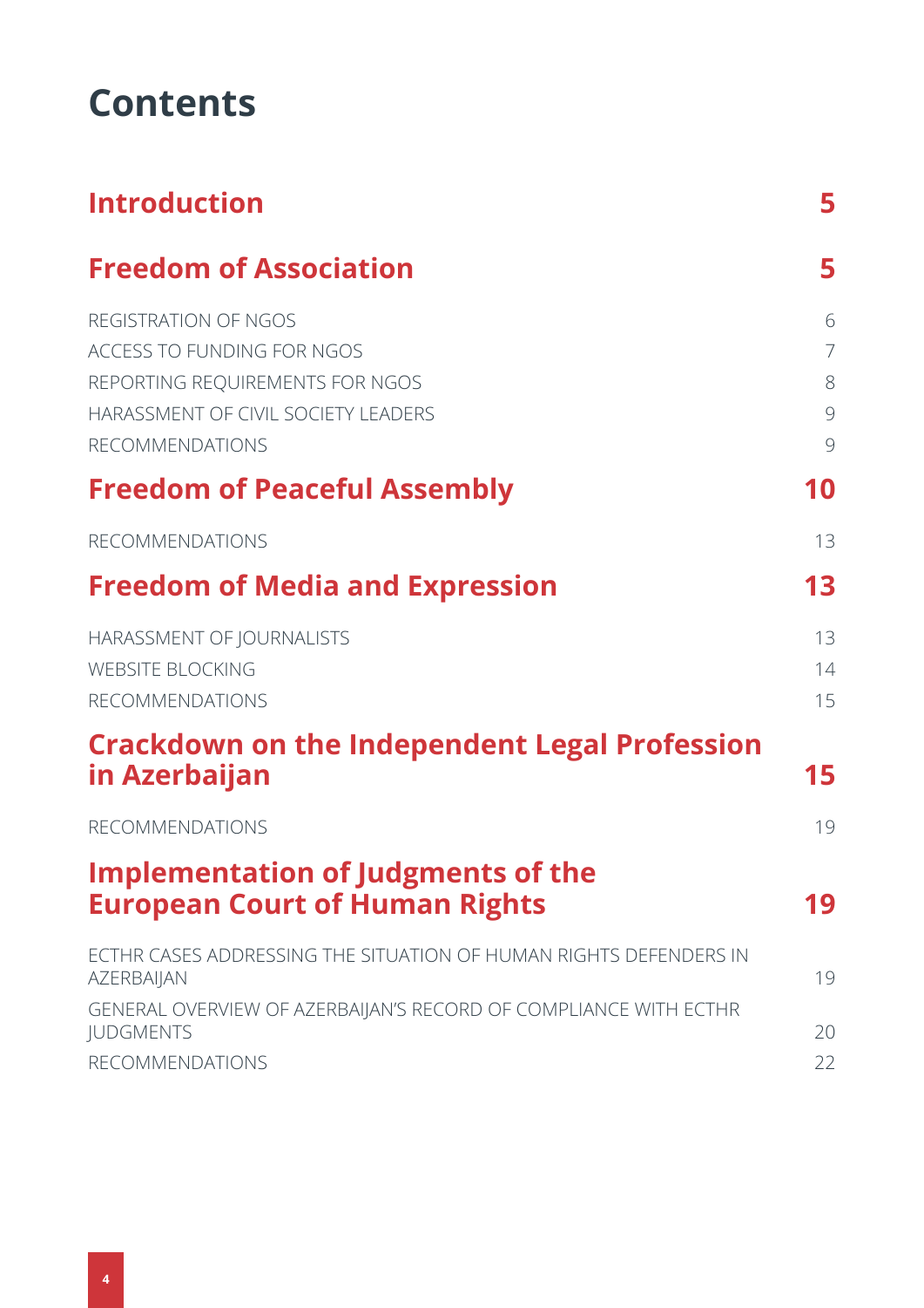# Contents

| | |
|---|---|
| **Introduction** | **5** |
| **Freedom of Association** | **5** |
| REGISTRATION OF NGOS | 6 |
| ACCESS TO FUNDING FOR NGOS | 7 |
| REPORTING REQUIREMENTS FOR NGOS | 8 |
| HARASSMENT OF CIVIL SOCIETY LEADERS | 9 |
| RECOMMENDATIONS | 9 |
| **Freedom of Peaceful Assembly** | **10** |
| RECOMMENDATIONS | 13 |
| **Freedom of Media and Expression** | **13** |
| HARASSMENT OF JOURNALISTS | 13 |
| WEBSITE BLOCKING | 14 |
| RECOMMENDATIONS | 15 |
| **Crackdown on the Independent Legal Profession in Azerbaijan** | **15** |
| RECOMMENDATIONS | 19 |
| **Implementation of Judgments of the European Court of Human Rights** | **19** |
| ECTHR CASES ADDRESSING THE SITUATION OF HUMAN RIGHTS DEFENDERS IN AZERBAIJAN | 19 |
| GENERAL OVERVIEW OF AZERBAIJAN'S RECORD OF COMPLIANCE WITH ECTHR JUDGMENTS | 20 |
| RECOMMENDATIONS | 22 |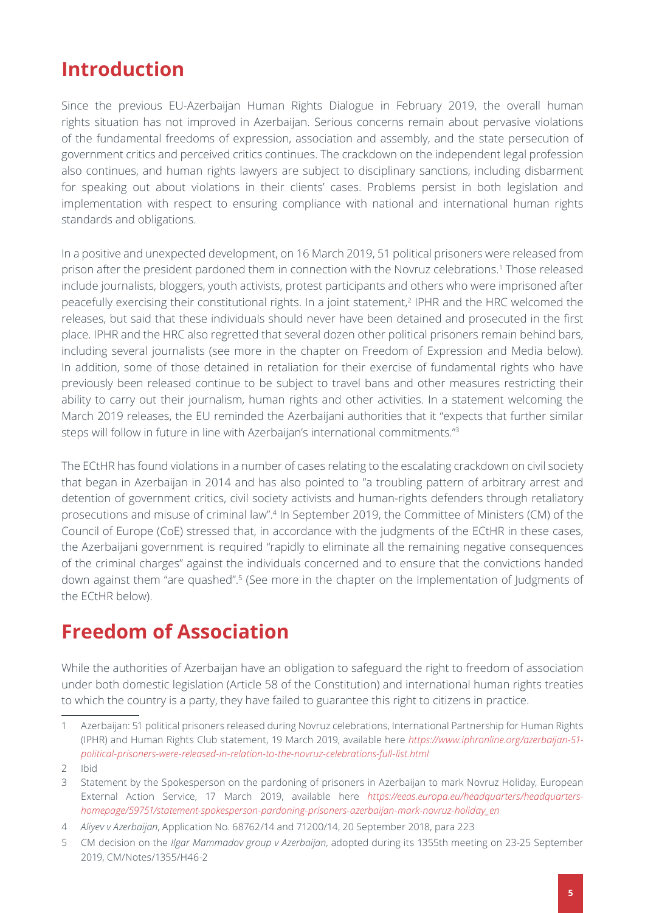## Introduction

Since the previous EU-Azerbaijan Human Rights Dialogue in February 2019, the overall human rights situation has not improved in Azerbaijan. Serious concerns remain about pervasive violations of the fundamental freedoms of expression, association and assembly, and the state persecution of government critics and perceived critics continues. The crackdown on the independent legal profession also continues, and human rights lawyers are subject to disciplinary sanctions, including disbarment for speaking out about violations in their clients' cases. Problems persist in both legislation and implementation with respect to ensuring compliance with national and international human rights standards and obligations.

In a positive and unexpected development, on 16 March 2019, 51 political prisoners were released from prison after the president pardoned them in connection with the Novruz celebrations.[1] Those released include journalists, bloggers, youth activists, protest participants and others who were imprisoned after peacefully exercising their constitutional rights. In a joint statement,[2] IPHR and the HRC welcomed the releases, but said that these individuals should never have been detained and prosecuted in the first place. IPHR and the HRC also regretted that several dozen other political prisoners remain behind bars, including several journalists (see more in the chapter on Freedom of Expression and Media below). In addition, some of those detained in retaliation for their exercise of fundamental rights who have previously been released continue to be subject to travel bans and other measures restricting their ability to carry out their journalism, human rights and other activities. In a statement welcoming the March 2019 releases, the EU reminded the Azerbaijani authorities that it "expects that further similar steps will follow in future in line with Azerbaijan's international commitments."[3]

The ECtHR has found violations in a number of cases relating to the escalating crackdown on civil society that began in Azerbaijan in 2014 and has also pointed to "a troubling pattern of arbitrary arrest and detention of government critics, civil society activists and human-rights defenders through retaliatory prosecutions and misuse of criminal law".[4] In September 2019, the Committee of Ministers (CM) of the Council of Europe (CoE) stressed that, in accordance with the judgments of the ECtHR in these cases, the Azerbaijani government is required "rapidly to eliminate all the remaining negative consequences of the criminal charges" against the individuals concerned and to ensure that the convictions handed down against them "are quashed".[5] (See more in the chapter on the Implementation of Judgments of the ECtHR below).

## Freedom of Association

While the authorities of Azerbaijan have an obligation to safeguard the right to freedom of association under both domestic legislation (Article 58 of the Constitution) and international human rights treaties to which the country is a party, they have failed to guarantee this right to citizens in practice.

---

1 Azerbaijan: 51 political prisoners released during Novruz celebrations, International Partnership for Human Rights (IPHR) and Human Rights Club statement, 19 March 2019, available here *https://www.iphronline.org/azerbaijan-51-political-prisoners-were-released-in-relation-to-the-novruz-celebrations-full-list.html*

2 Ibid

3 Statement by the Spokesperson on the pardoning of prisoners in Azerbaijan to mark Novruz Holiday, European External Action Service, 17 March 2019, available here *https://eeas.europa.eu/headquarters/headquarters-homepage/59751/statement-spokesperson-pardoning-prisoners-azerbaijan-mark-novruz-holiday_en*

4 *Aliyev v Azerbaijan*, Application No. 68762/14 and 71200/14, 20 September 2018, para 223

5 CM decision on the *Ilgar Mammadov group v Azerbaijan*, adopted during its 1355th meeting on 23-25 September 2019, CM/Notes/1355/H46-2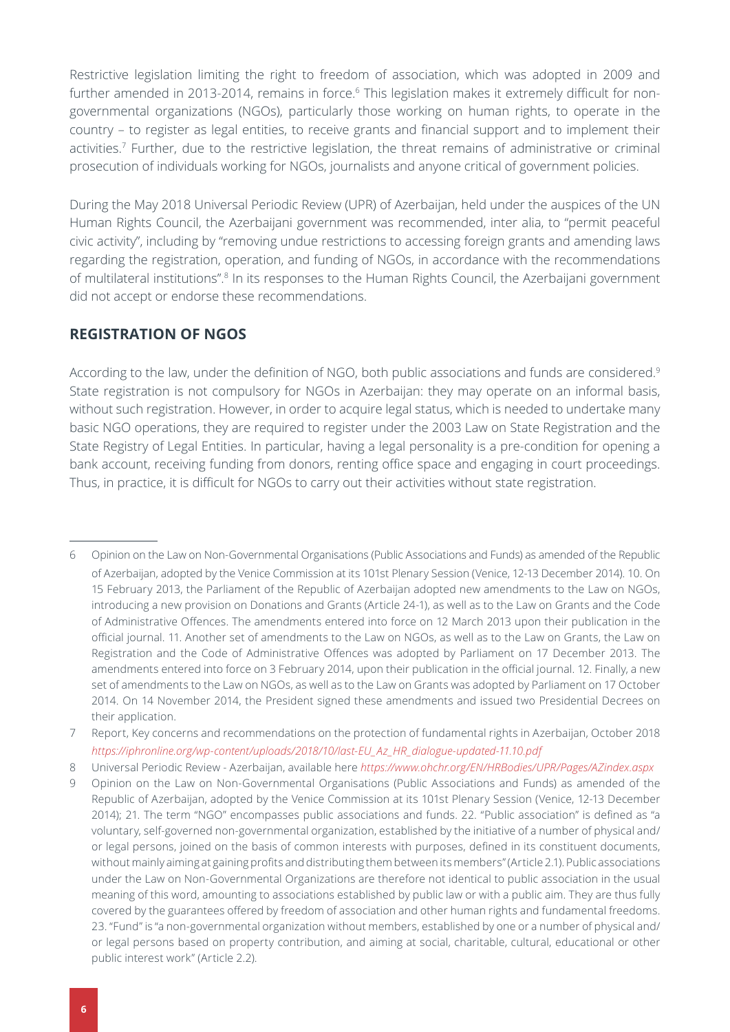Restrictive legislation limiting the right to freedom of association, which was adopted in 2009 and further amended in 2013-2014, remains in force.[6] This legislation makes it extremely difficult for non-governmental organizations (NGOs), particularly those working on human rights, to operate in the country – to register as legal entities, to receive grants and financial support and to implement their activities.[7] Further, due to the restrictive legislation, the threat remains of administrative or criminal prosecution of individuals working for NGOs, journalists and anyone critical of government policies.

During the May 2018 Universal Periodic Review (UPR) of Azerbaijan, held under the auspices of the UN Human Rights Council, the Azerbaijani government was recommended, inter alia, to "permit peaceful civic activity", including by "removing undue restrictions to accessing foreign grants and amending laws regarding the registration, operation, and funding of NGOs, in accordance with the recommendations of multilateral institutions".[8] In its responses to the Human Rights Council, the Azerbaijani government did not accept or endorse these recommendations.

## REGISTRATION OF NGOS

According to the law, under the definition of NGO, both public associations and funds are considered.[9] State registration is not compulsory for NGOs in Azerbaijan: they may operate on an informal basis, without such registration. However, in order to acquire legal status, which is needed to undertake many basic NGO operations, they are required to register under the 2003 Law on State Registration and the State Registry of Legal Entities. In particular, having a legal personality is a pre-condition for opening a bank account, receiving funding from donors, renting office space and engaging in court proceedings. Thus, in practice, it is difficult for NGOs to carry out their activities without state registration.

---

6 Opinion on the Law on Non-Governmental Organisations (Public Associations and Funds) as amended of the Republic of Azerbaijan, adopted by the Venice Commission at its 101st Plenary Session (Venice, 12-13 December 2014). 10. On 15 February 2013, the Parliament of the Republic of Azerbaijan adopted new amendments to the Law on NGOs, introducing a new provision on Donations and Grants (Article 24-1), as well as to the Law on Grants and the Code of Administrative Offences. The amendments entered into force on 12 March 2013 upon their publication in the official journal. 11. Another set of amendments to the Law on NGOs, as well as to the Law on Grants, the Law on Registration and the Code of Administrative Offences was adopted by Parliament on 17 December 2013. The amendments entered into force on 3 February 2014, upon their publication in the official journal. 12. Finally, a new set of amendments to the Law on NGOs, as well as to the Law on Grants was adopted by Parliament on 17 October 2014. On 14 November 2014, the President signed these amendments and issued two Presidential Decrees on their application.

7 Report, Key concerns and recommendations on the protection of fundamental rights in Azerbaijan, October 2018 *https://iphronline.org/wp-content/uploads/2018/10/last-EU_Az_HR_dialogue-updated-11.10.pdf*

8 Universal Periodic Review - Azerbaijan, available here *https://www.ohchr.org/EN/HRBodies/UPR/Pages/AZindex.aspx*

9 Opinion on the Law on Non-Governmental Organisations (Public Associations and Funds) as amended of the Republic of Azerbaijan, adopted by the Venice Commission at its 101st Plenary Session (Venice, 12-13 December 2014); 21. The term "NGO" encompasses public associations and funds. 22. "Public association" is defined as "a voluntary, self-governed non-governmental organization, established by the initiative of a number of physical and/or legal persons, joined on the basis of common interests with purposes, defined in its constituent documents, without mainly aiming at gaining profits and distributing them between its members" (Article 2.1). Public associations under the Law on Non-Governmental Organizations are therefore not identical to public association in the usual meaning of this word, amounting to associations established by public law or with a public aim. They are thus fully covered by the guarantees offered by freedom of association and other human rights and fundamental freedoms. 23. "Fund" is "a non-governmental organization without members, established by one or a number of physical and/or legal persons based on property contribution, and aiming at social, charitable, cultural, educational or other public interest work" (Article 2.2).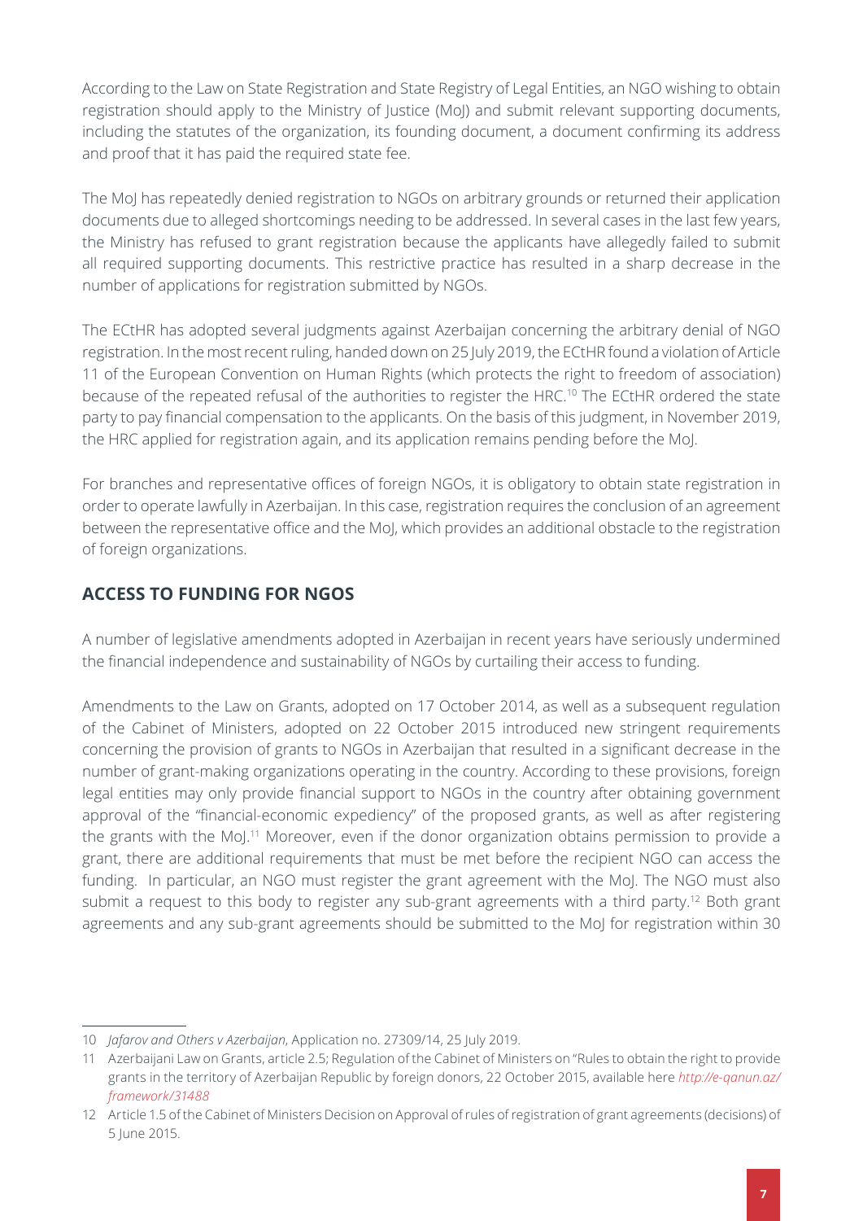According to the Law on State Registration and State Registry of Legal Entities, an NGO wishing to obtain registration should apply to the Ministry of Justice (MoJ) and submit relevant supporting documents, including the statutes of the organization, its founding document, a document confirming its address and proof that it has paid the required state fee.

The MoJ has repeatedly denied registration to NGOs on arbitrary grounds or returned their application documents due to alleged shortcomings needing to be addressed. In several cases in the last few years, the Ministry has refused to grant registration because the applicants have allegedly failed to submit all required supporting documents. This restrictive practice has resulted in a sharp decrease in the number of applications for registration submitted by NGOs.

The ECtHR has adopted several judgments against Azerbaijan concerning the arbitrary denial of NGO registration. In the most recent ruling, handed down on 25 July 2019, the ECtHR found a violation of Article 11 of the European Convention on Human Rights (which protects the right to freedom of association) because of the repeated refusal of the authorities to register the HRC.[10] The ECtHR ordered the state party to pay financial compensation to the applicants. On the basis of this judgment, in November 2019, the HRC applied for registration again, and its application remains pending before the MoJ.

For branches and representative offices of foreign NGOs, it is obligatory to obtain state registration in order to operate lawfully in Azerbaijan. In this case, registration requires the conclusion of an agreement between the representative office and the MoJ, which provides an additional obstacle to the registration of foreign organizations.

## ACCESS TO FUNDING FOR NGOS

A number of legislative amendments adopted in Azerbaijan in recent years have seriously undermined the financial independence and sustainability of NGOs by curtailing their access to funding.

Amendments to the Law on Grants, adopted on 17 October 2014, as well as a subsequent regulation of the Cabinet of Ministers, adopted on 22 October 2015 introduced new stringent requirements concerning the provision of grants to NGOs in Azerbaijan that resulted in a significant decrease in the number of grant-making organizations operating in the country. According to these provisions, foreign legal entities may only provide financial support to NGOs in the country after obtaining government approval of the "financial-economic expediency" of the proposed grants, as well as after registering the grants with the MoJ.[11] Moreover, even if the donor organization obtains permission to provide a grant, there are additional requirements that must be met before the recipient NGO can access the funding. In particular, an NGO must register the grant agreement with the MoJ. The NGO must also submit a request to this body to register any sub-grant agreements with a third party.[12] Both grant agreements and any sub-grant agreements should be submitted to the MoJ for registration within 30

---

10 *Jafarov and Others v Azerbaijan*, Application no. 27309/14, 25 July 2019.

11 Azerbaijani Law on Grants, article 2.5; Regulation of the Cabinet of Ministers on "Rules to obtain the right to provide grants in the territory of Azerbaijan Republic by foreign donors, 22 October 2015, available here *http://e-qanun.az/framework/31488*

12 Article 1.5 of the Cabinet of Ministers Decision on Approval of rules of registration of grant agreements (decisions) of 5 June 2015.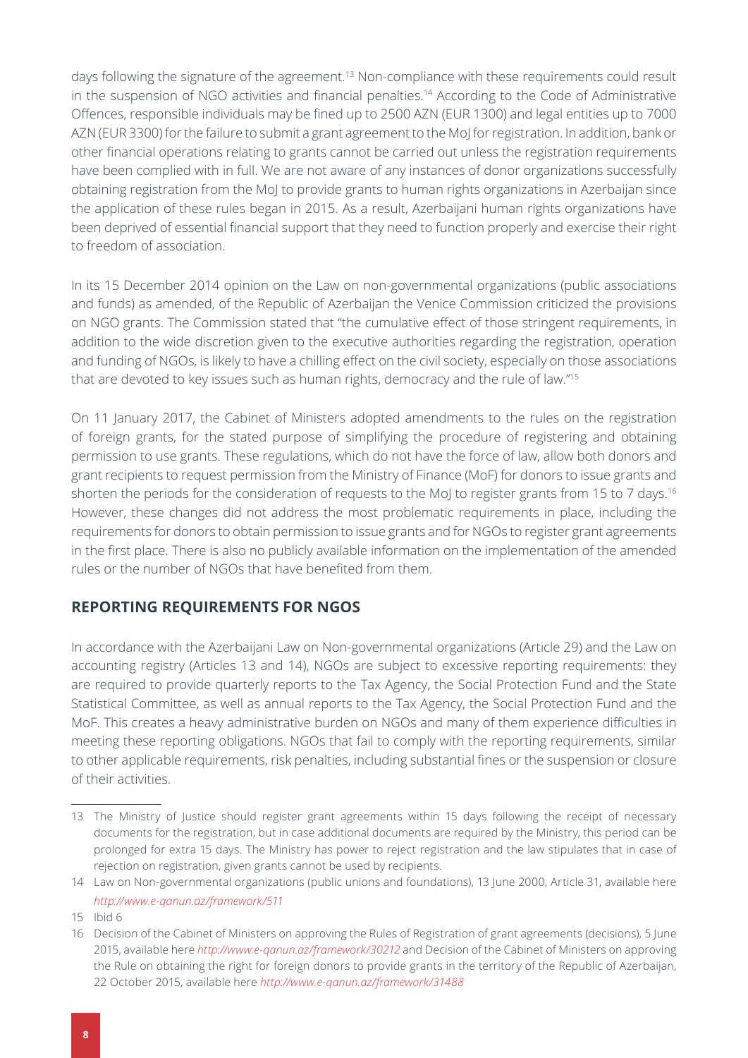days following the signature of the agreement.[13] Non-compliance with these requirements could result in the suspension of NGO activities and financial penalties.[14] According to the Code of Administrative Offences, responsible individuals may be fined up to 2500 AZN (EUR 1300) and legal entities up to 7000 AZN (EUR 3300) for the failure to submit a grant agreement to the MoJ for registration. In addition, bank or other financial operations relating to grants cannot be carried out unless the registration requirements have been complied with in full. We are not aware of any instances of donor organizations successfully obtaining registration from the MoJ to provide grants to human rights organizations in Azerbaijan since the application of these rules began in 2015. As a result, Azerbaijani human rights organizations have been deprived of essential financial support that they need to function properly and exercise their right to freedom of association.

In its 15 December 2014 opinion on the Law on non-governmental organizations (public associations and funds) as amended, of the Republic of Azerbaijan the Venice Commission criticized the provisions on NGO grants. The Commission stated that "the cumulative effect of those stringent requirements, in addition to the wide discretion given to the executive authorities regarding the registration, operation and funding of NGOs, is likely to have a chilling effect on the civil society, especially on those associations that are devoted to key issues such as human rights, democracy and the rule of law."[15]

On 11 January 2017, the Cabinet of Ministers adopted amendments to the rules on the registration of foreign grants, for the stated purpose of simplifying the procedure of registering and obtaining permission to use grants. These regulations, which do not have the force of law, allow both donors and grant recipients to request permission from the Ministry of Finance (MoF) for donors to issue grants and shorten the periods for the consideration of requests to the MoJ to register grants from 15 to 7 days.[16] However, these changes did not address the most problematic requirements in place, including the requirements for donors to obtain permission to issue grants and for NGOs to register grant agreements in the first place. There is also no publicly available information on the implementation of the amended rules or the number of NGOs that have benefited from them.

## REPORTING REQUIREMENTS FOR NGOS

In accordance with the Azerbaijani Law on Non-governmental organizations (Article 29) and the Law on accounting registry (Articles 13 and 14), NGOs are subject to excessive reporting requirements: they are required to provide quarterly reports to the Tax Agency, the Social Protection Fund and the State Statistical Committee, as well as annual reports to the Tax Agency, the Social Protection Fund and the MoF. This creates a heavy administrative burden on NGOs and many of them experience difficulties in meeting these reporting obligations. NGOs that fail to comply with the reporting requirements, similar to other applicable requirements, risk penalties, including substantial fines or the suspension or closure of their activities.

---

13 The Ministry of Justice should register grant agreements within 15 days following the receipt of necessary documents for the registration, but in case additional documents are required by the Ministry, this period can be prolonged for extra 15 days. The Ministry has power to reject registration and the law stipulates that in case of rejection on registration, given grants cannot be used by recipients.

14 Law on Non-governmental organizations (public unions and foundations), 13 June 2000, Article 31, available here *http://www.e-qanun.az/framework/511*

15 Ibid 6

16 Decision of the Cabinet of Ministers on approving the Rules of Registration of grant agreements (decisions), 5 June 2015, available here *http://www.e-qanun.az/framework/30212* and Decision of the Cabinet of Ministers on approving the Rule on obtaining the right for foreign donors to provide grants in the territory of the Republic of Azerbaijan, 22 October 2015, available here *http://www.e-qanun.az/framework/31488*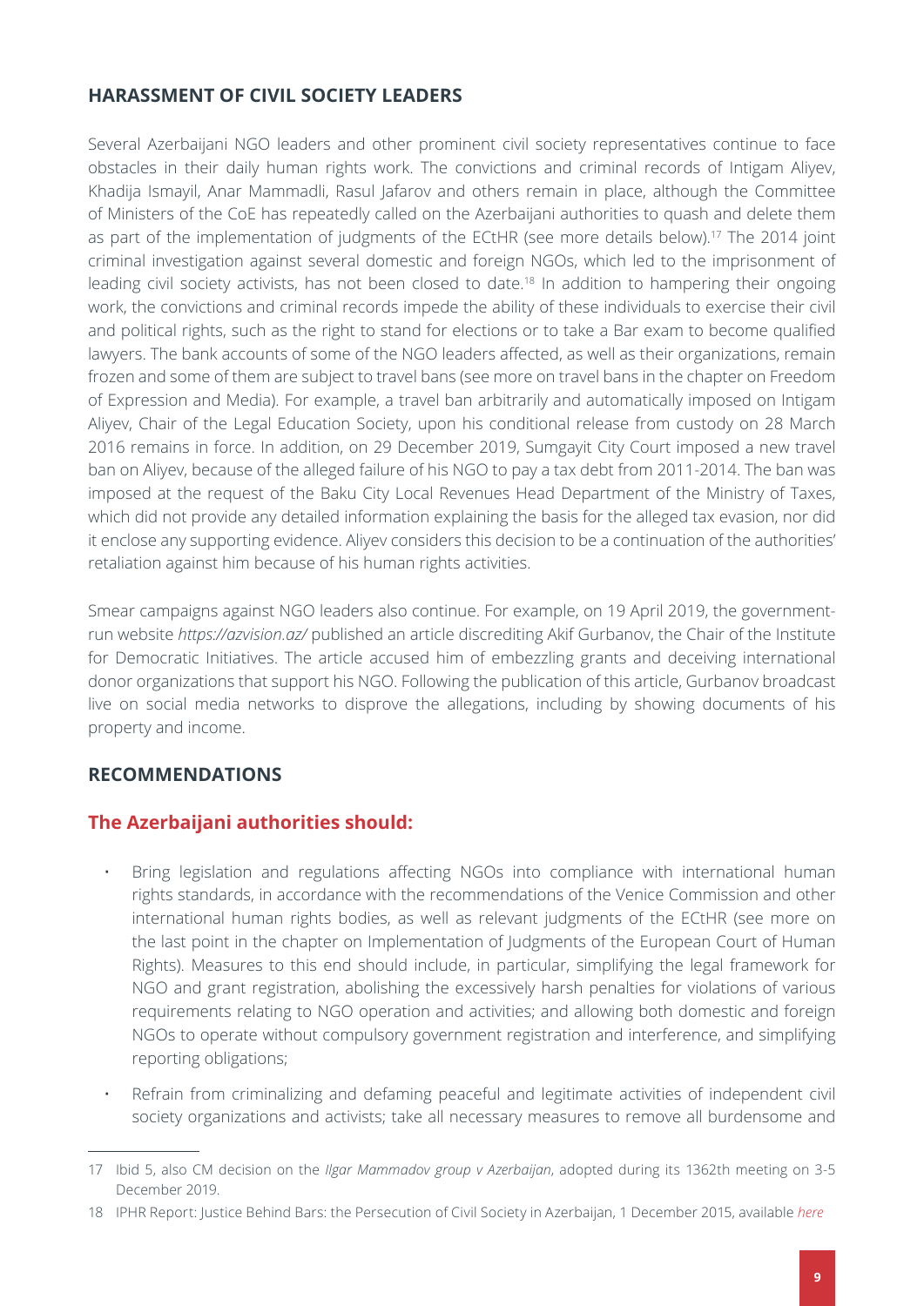## HARASSMENT OF CIVIL SOCIETY LEADERS

Several Azerbaijani NGO leaders and other prominent civil society representatives continue to face obstacles in their daily human rights work. The convictions and criminal records of Intigam Aliyev, Khadija Ismayil, Anar Mammadli, Rasul Jafarov and others remain in place, although the Committee of Ministers of the CoE has repeatedly called on the Azerbaijani authorities to quash and delete them as part of the implementation of judgments of the ECtHR (see more details below).[17] The 2014 joint criminal investigation against several domestic and foreign NGOs, which led to the imprisonment of leading civil society activists, has not been closed to date.[18] In addition to hampering their ongoing work, the convictions and criminal records impede the ability of these individuals to exercise their civil and political rights, such as the right to stand for elections or to take a Bar exam to become qualified lawyers. The bank accounts of some of the NGO leaders affected, as well as their organizations, remain frozen and some of them are subject to travel bans (see more on travel bans in the chapter on Freedom of Expression and Media). For example, a travel ban arbitrarily and automatically imposed on Intigam Aliyev, Chair of the Legal Education Society, upon his conditional release from custody on 28 March 2016 remains in force. In addition, on 29 December 2019, Sumgayit City Court imposed a new travel ban on Aliyev, because of the alleged failure of his NGO to pay a tax debt from 2011-2014. The ban was imposed at the request of the Baku City Local Revenues Head Department of the Ministry of Taxes, which did not provide any detailed information explaining the basis for the alleged tax evasion, nor did it enclose any supporting evidence. Aliyev considers this decision to be a continuation of the authorities' retaliation against him because of his human rights activities.

Smear campaigns against NGO leaders also continue. For example, on 19 April 2019, the government-run website *https://azvision.az/* published an article discrediting Akif Gurbanov, the Chair of the Institute for Democratic Initiatives. The article accused him of embezzling grants and deceiving international donor organizations that support his NGO. Following the publication of this article, Gurbanov broadcast live on social media networks to disprove the allegations, including by showing documents of his property and income.

## RECOMMENDATIONS

### The Azerbaijani authorities should:

- Bring legislation and regulations affecting NGOs into compliance with international human rights standards, in accordance with the recommendations of the Venice Commission and other international human rights bodies, as well as relevant judgments of the ECtHR (see more on the last point in the chapter on Implementation of Judgments of the European Court of Human Rights). Measures to this end should include, in particular, simplifying the legal framework for NGO and grant registration, abolishing the excessively harsh penalties for violations of various requirements relating to NGO operation and activities; and allowing both domestic and foreign NGOs to operate without compulsory government registration and interference, and simplifying reporting obligations;
- Refrain from criminalizing and defaming peaceful and legitimate activities of independent civil society organizations and activists; take all necessary measures to remove all burdensome and

---

17 Ibid 5, also CM decision on the *Ilgar Mammadov group v Azerbaijan*, adopted during its 1362th meeting on 3-5 December 2019.

18 IPHR Report: Justice Behind Bars: the Persecution of Civil Society in Azerbaijan, 1 December 2015, available *here*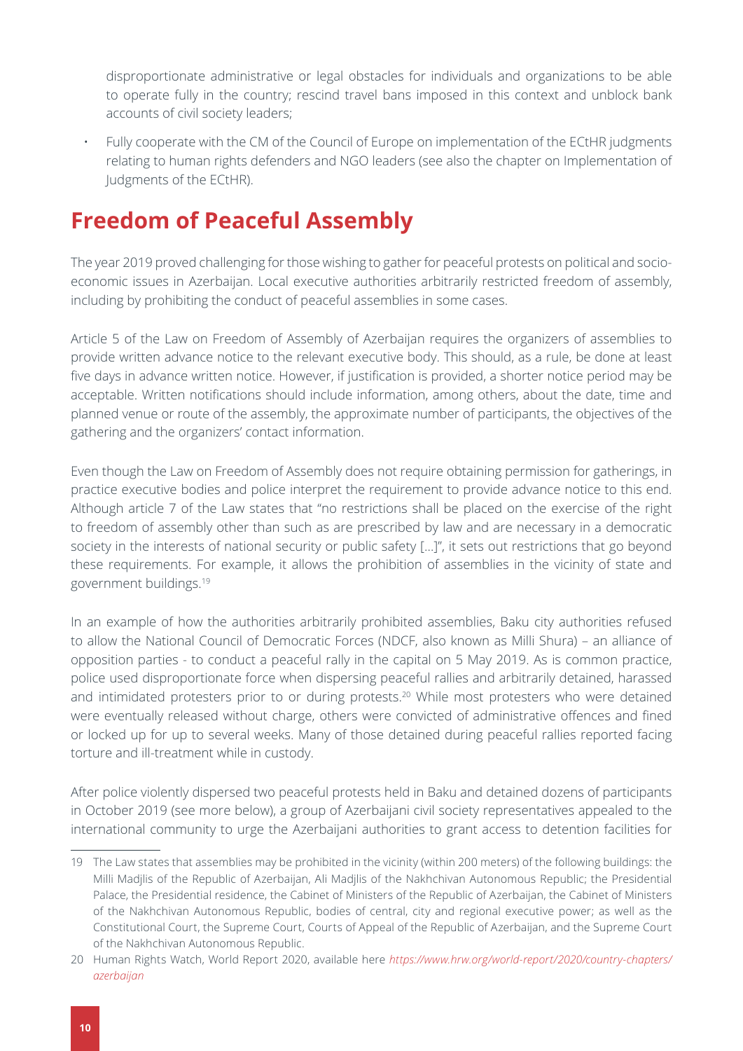disproportionate administrative or legal obstacles for individuals and organizations to be able to operate fully in the country; rescind travel bans imposed in this context and unblock bank accounts of civil society leaders;

- Fully cooperate with the CM of the Council of Europe on implementation of the ECtHR judgments relating to human rights defenders and NGO leaders (see also the chapter on Implementation of Judgments of the ECtHR).

## Freedom of Peaceful Assembly

The year 2019 proved challenging for those wishing to gather for peaceful protests on political and socio-economic issues in Azerbaijan. Local executive authorities arbitrarily restricted freedom of assembly, including by prohibiting the conduct of peaceful assemblies in some cases.

Article 5 of the Law on Freedom of Assembly of Azerbaijan requires the organizers of assemblies to provide written advance notice to the relevant executive body. This should, as a rule, be done at least five days in advance written notice. However, if justification is provided, a shorter notice period may be acceptable. Written notifications should include information, among others, about the date, time and planned venue or route of the assembly, the approximate number of participants, the objectives of the gathering and the organizers' contact information.

Even though the Law on Freedom of Assembly does not require obtaining permission for gatherings, in practice executive bodies and police interpret the requirement to provide advance notice to this end. Although article 7 of the Law states that "no restrictions shall be placed on the exercise of the right to freedom of assembly other than such as are prescribed by law and are necessary in a democratic society in the interests of national security or public safety [...]", it sets out restrictions that go beyond these requirements. For example, it allows the prohibition of assemblies in the vicinity of state and government buildings.[19]

In an example of how the authorities arbitrarily prohibited assemblies, Baku city authorities refused to allow the National Council of Democratic Forces (NDCF, also known as Milli Shura) – an alliance of opposition parties - to conduct a peaceful rally in the capital on 5 May 2019. As is common practice, police used disproportionate force when dispersing peaceful rallies and arbitrarily detained, harassed and intimidated protesters prior to or during protests.[20] While most protesters who were detained were eventually released without charge, others were convicted of administrative offences and fined or locked up for up to several weeks. Many of those detained during peaceful rallies reported facing torture and ill-treatment while in custody.

After police violently dispersed two peaceful protests held in Baku and detained dozens of participants in October 2019 (see more below), a group of Azerbaijani civil society representatives appealed to the international community to urge the Azerbaijani authorities to grant access to detention facilities for

---

19 The Law states that assemblies may be prohibited in the vicinity (within 200 meters) of the following buildings: the Milli Madjlis of the Republic of Azerbaijan, Ali Madjlis of the Nakhchivan Autonomous Republic; the Presidential Palace, the Presidential residence, the Cabinet of Ministers of the Republic of Azerbaijan, the Cabinet of Ministers of the Nakhchivan Autonomous Republic, bodies of central, city and regional executive power; as well as the Constitutional Court, the Supreme Court, Courts of Appeal of the Republic of Azerbaijan, and the Supreme Court of the Nakhchivan Autonomous Republic.

20 Human Rights Watch, World Report 2020, available here *https://www.hrw.org/world-report/2020/country-chapters/azerbaijan*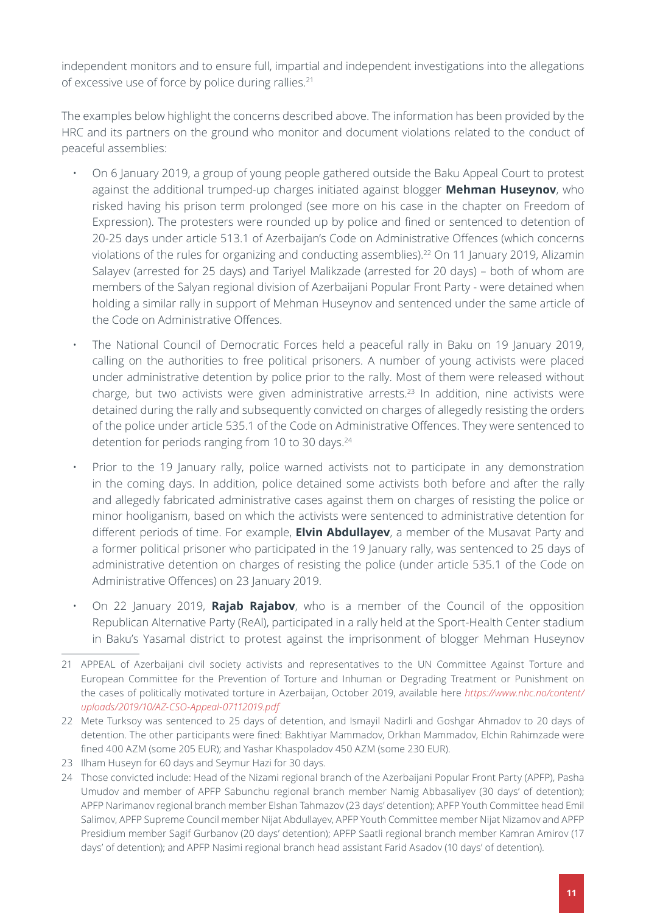independent monitors and to ensure full, impartial and independent investigations into the allegations of excessive use of force by police during rallies.[21]

The examples below highlight the concerns described above. The information has been provided by the HRC and its partners on the ground who monitor and document violations related to the conduct of peaceful assemblies:

- On 6 January 2019, a group of young people gathered outside the Baku Appeal Court to protest against the additional trumped-up charges initiated against blogger **Mehman Huseynov**, who risked having his prison term prolonged (see more on his case in the chapter on Freedom of Expression). The protesters were rounded up by police and fined or sentenced to detention of 20-25 days under article 513.1 of Azerbaijan's Code on Administrative Offences (which concerns violations of the rules for organizing and conducting assemblies).[22] On 11 January 2019, Alizamin Salayev (arrested for 25 days) and Tariyel Malikzade (arrested for 20 days) – both of whom are members of the Salyan regional division of Azerbaijani Popular Front Party - were detained when holding a similar rally in support of Mehman Huseynov and sentenced under the same article of the Code on Administrative Offences.
- The National Council of Democratic Forces held a peaceful rally in Baku on 19 January 2019, calling on the authorities to free political prisoners. A number of young activists were placed under administrative detention by police prior to the rally. Most of them were released without charge, but two activists were given administrative arrests.[23] In addition, nine activists were detained during the rally and subsequently convicted on charges of allegedly resisting the orders of the police under article 535.1 of the Code on Administrative Offences. They were sentenced to detention for periods ranging from 10 to 30 days.[24]
- Prior to the 19 January rally, police warned activists not to participate in any demonstration in the coming days. In addition, police detained some activists both before and after the rally and allegedly fabricated administrative cases against them on charges of resisting the police or minor hooliganism, based on which the activists were sentenced to administrative detention for different periods of time. For example, **Elvin Abdullayev**, a member of the Musavat Party and a former political prisoner who participated in the 19 January rally, was sentenced to 25 days of administrative detention on charges of resisting the police (under article 535.1 of the Code on Administrative Offences) on 23 January 2019.
- On 22 January 2019, **Rajab Rajabov**, who is a member of the Council of the opposition Republican Alternative Party (ReAl), participated in a rally held at the Sport-Health Center stadium in Baku's Yasamal district to protest against the imprisonment of blogger Mehman Huseynov

---

21 APPEAL of Azerbaijani civil society activists and representatives to the UN Committee Against Torture and European Committee for the Prevention of Torture and Inhuman or Degrading Treatment or Punishment on the cases of politically motivated torture in Azerbaijan, October 2019, available here *https://www.nhc.no/content/uploads/2019/10/AZ-CSO-Appeal-07112019.pdf*

22 Mete Turksoy was sentenced to 25 days of detention, and Ismayil Nadirli and Goshgar Ahmadov to 20 days of detention. The other participants were fined: Bakhtiyar Mammadov, Orkhan Mammadov, Elchin Rahimzade were fined 400 AZM (some 205 EUR); and Yashar Khaspoladov 450 AZM (some 230 EUR).

23 Ilham Huseyn for 60 days and Seymur Hazi for 30 days.

24 Those convicted include: Head of the Nizami regional branch of the Azerbaijani Popular Front Party (APFP), Pasha Umudov and member of APFP Sabunchu regional branch member Namig Abbasaliyev (30 days' of detention); APFP Narimanov regional branch member Elshan Tahmazov (23 days' detention); APFP Youth Committee head Emil Salimov, APFP Supreme Council member Nijat Abdullayev, APFP Youth Committee member Nijat Nizamov and APFP Presidium member Sagif Gurbanov (20 days' detention); APFP Saatli regional branch member Kamran Amirov (17 days' of detention); and APFP Nasimi regional branch head assistant Farid Asadov (10 days' of detention).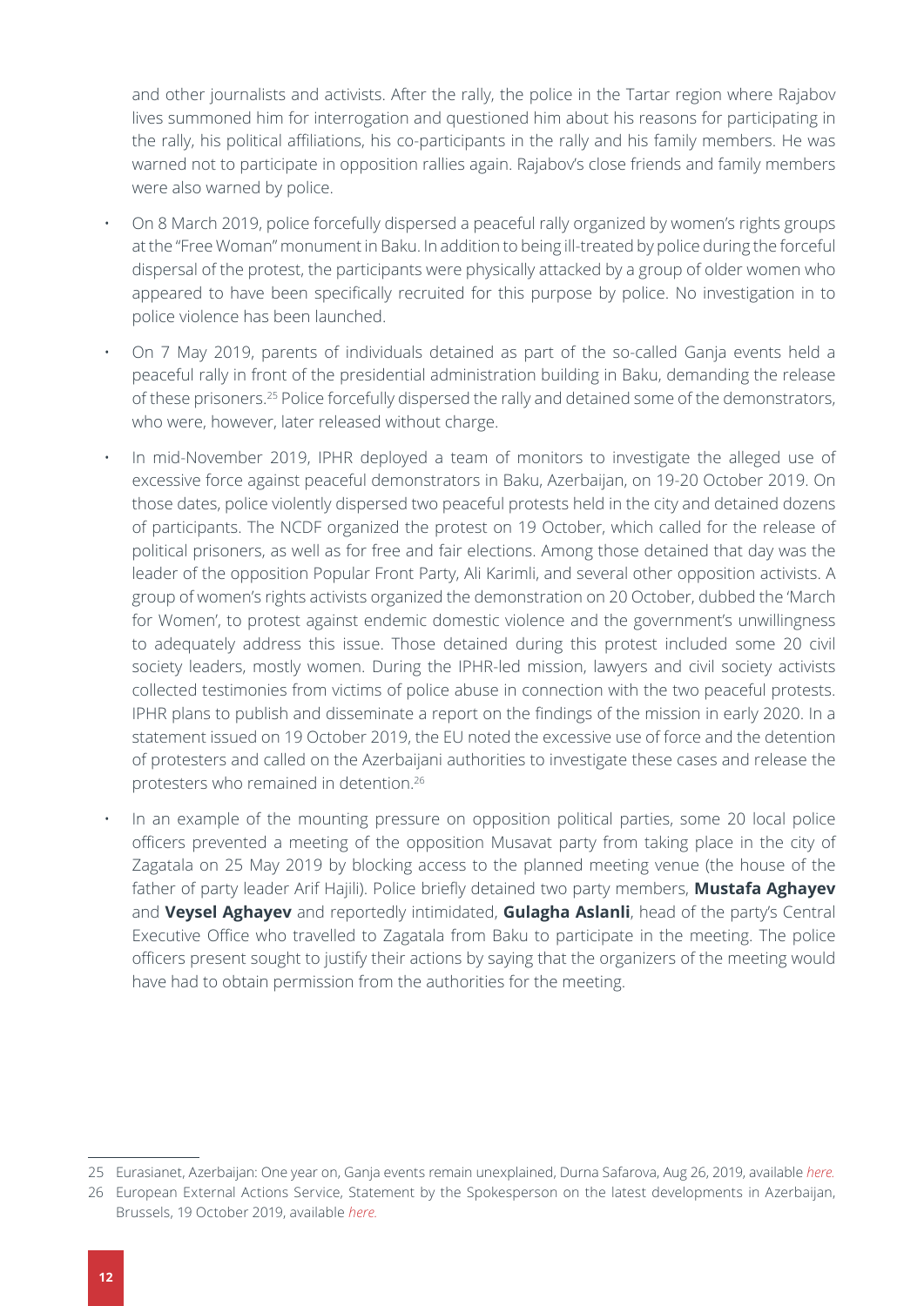and other journalists and activists. After the rally, the police in the Tartar region where Rajabov lives summoned him for interrogation and questioned him about his reasons for participating in the rally, his political affiliations, his co-participants in the rally and his family members. He was warned not to participate in opposition rallies again. Rajabov's close friends and family members were also warned by police.

- On 8 March 2019, police forcefully dispersed a peaceful rally organized by women's rights groups at the "Free Woman" monument in Baku. In addition to being ill-treated by police during the forceful dispersal of the protest, the participants were physically attacked by a group of older women who appeared to have been specifically recruited for this purpose by police. No investigation in to police violence has been launched.
- On 7 May 2019, parents of individuals detained as part of the so-called Ganja events held a peaceful rally in front of the presidential administration building in Baku, demanding the release of these prisoners.[25] Police forcefully dispersed the rally and detained some of the demonstrators, who were, however, later released without charge.
- In mid-November 2019, IPHR deployed a team of monitors to investigate the alleged use of excessive force against peaceful demonstrators in Baku, Azerbaijan, on 19-20 October 2019. On those dates, police violently dispersed two peaceful protests held in the city and detained dozens of participants. The NCDF organized the protest on 19 October, which called for the release of political prisoners, as well as for free and fair elections. Among those detained that day was the leader of the opposition Popular Front Party, Ali Karimli, and several other opposition activists. A group of women's rights activists organized the demonstration on 20 October, dubbed the 'March for Women', to protest against endemic domestic violence and the government's unwillingness to adequately address this issue. Those detained during this protest included some 20 civil society leaders, mostly women. During the IPHR-led mission, lawyers and civil society activists collected testimonies from victims of police abuse in connection with the two peaceful protests. IPHR plans to publish and disseminate a report on the findings of the mission in early 2020. In a statement issued on 19 October 2019, the EU noted the excessive use of force and the detention of protesters and called on the Azerbaijani authorities to investigate these cases and release the protesters who remained in detention.[26]
- In an example of the mounting pressure on opposition political parties, some 20 local police officers prevented a meeting of the opposition Musavat party from taking place in the city of Zagatala on 25 May 2019 by blocking access to the planned meeting venue (the house of the father of party leader Arif Hajili). Police briefly detained two party members, **Mustafa Aghayev** and **Veysel Aghayev** and reportedly intimidated, **Gulagha Aslanli**, head of the party's Central Executive Office who travelled to Zagatala from Baku to participate in the meeting. The police officers present sought to justify their actions by saying that the organizers of the meeting would have had to obtain permission from the authorities for the meeting.

---

25 Eurasianet, Azerbaijan: One year on, Ganja events remain unexplained, Durna Safarova, Aug 26, 2019, available *here.*

26 European External Actions Service, Statement by the Spokesperson on the latest developments in Azerbaijan, Brussels, 19 October 2019, available *here.*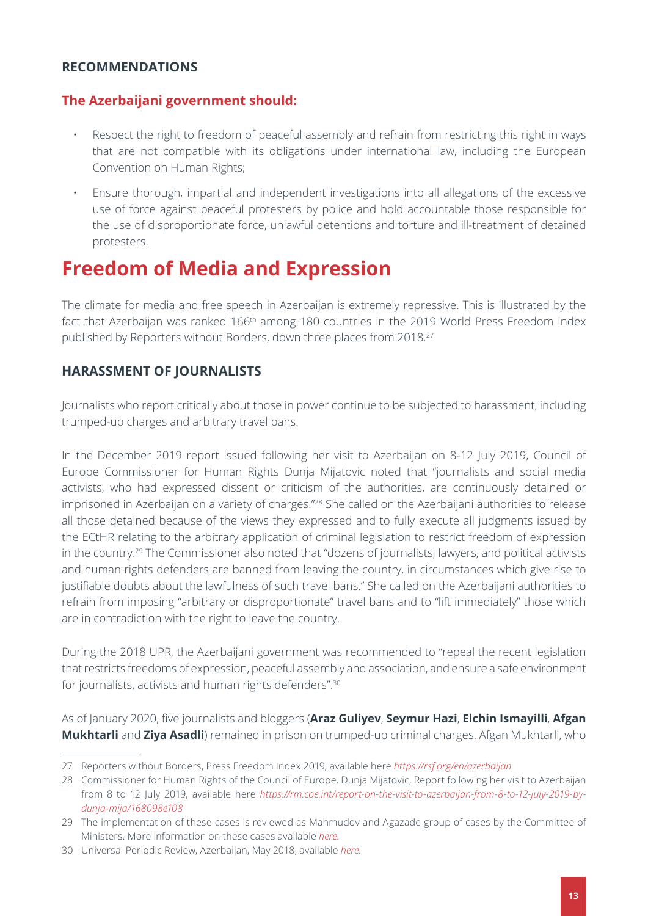### RECOMMENDATIONS

#### The Azerbaijani government should:

- Respect the right to freedom of peaceful assembly and refrain from restricting this right in ways that are not compatible with its obligations under international law, including the European Convention on Human Rights;
- Ensure thorough, impartial and independent investigations into all allegations of the excessive use of force against peaceful protesters by police and hold accountable those responsible for the use of disproportionate force, unlawful detentions and torture and ill-treatment of detained protesters.

# Freedom of Media and Expression

The climate for media and free speech in Azerbaijan is extremely repressive. This is illustrated by the fact that Azerbaijan was ranked 166th among 180 countries in the 2019 World Press Freedom Index published by Reporters without Borders, down three places from 2018.[27]

### HARASSMENT OF JOURNALISTS

Journalists who report critically about those in power continue to be subjected to harassment, including trumped-up charges and arbitrary travel bans.

In the December 2019 report issued following her visit to Azerbaijan on 8-12 July 2019, Council of Europe Commissioner for Human Rights Dunja Mijatovic noted that "journalists and social media activists, who had expressed dissent or criticism of the authorities, are continuously detained or imprisoned in Azerbaijan on a variety of charges."[28] She called on the Azerbaijani authorities to release all those detained because of the views they expressed and to fully execute all judgments issued by the ECtHR relating to the arbitrary application of criminal legislation to restrict freedom of expression in the country.[29] The Commissioner also noted that "dozens of journalists, lawyers, and political activists and human rights defenders are banned from leaving the country, in circumstances which give rise to justifiable doubts about the lawfulness of such travel bans." She called on the Azerbaijani authorities to refrain from imposing "arbitrary or disproportionate" travel bans and to "lift immediately" those which are in contradiction with the right to leave the country.

During the 2018 UPR, the Azerbaijani government was recommended to "repeal the recent legislation that restricts freedoms of expression, peaceful assembly and association, and ensure a safe environment for journalists, activists and human rights defenders".[30]

As of January 2020, five journalists and bloggers (**Araz Guliyev**, **Seymur Hazi**, **Elchin Ismayilli**, **Afgan Mukhtarli** and **Ziya Asadli**) remained in prison on trumped-up criminal charges. Afgan Mukhtarli, who

---

27 Reporters without Borders, Press Freedom Index 2019, available here *https://rsf.org/en/azerbaijan*

28 Commissioner for Human Rights of the Council of Europe, Dunja Mijatovic, Report following her visit to Azerbaijan from 8 to 12 July 2019, available here *https://rm.coe.int/report-on-the-visit-to-azerbaijan-from-8-to-12-july-2019-by-dunja-mija/168098e108*

29 The implementation of these cases is reviewed as Mahmudov and Agazade group of cases by the Committee of Ministers. More information on these cases available *here.*

30 Universal Periodic Review, Azerbaijan, May 2018, available *here.*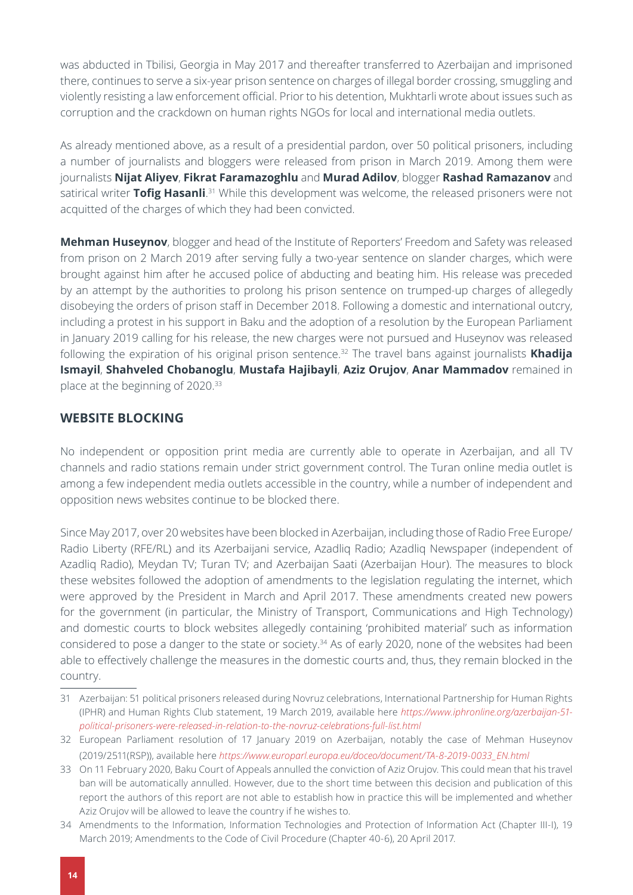was abducted in Tbilisi, Georgia in May 2017 and thereafter transferred to Azerbaijan and imprisoned there, continues to serve a six-year prison sentence on charges of illegal border crossing, smuggling and violently resisting a law enforcement official. Prior to his detention, Mukhtarli wrote about issues such as corruption and the crackdown on human rights NGOs for local and international media outlets.

As already mentioned above, as a result of a presidential pardon, over 50 political prisoners, including a number of journalists and bloggers were released from prison in March 2019. Among them were journalists **Nijat Aliyev**, **Fikrat Faramazoghlu** and **Murad Adilov**, blogger **Rashad Ramazanov** and satirical writer **Tofig Hasanli**.[31] While this development was welcome, the released prisoners were not acquitted of the charges of which they had been convicted.

**Mehman Huseynov**, blogger and head of the Institute of Reporters' Freedom and Safety was released from prison on 2 March 2019 after serving fully a two-year sentence on slander charges, which were brought against him after he accused police of abducting and beating him. His release was preceded by an attempt by the authorities to prolong his prison sentence on trumped-up charges of allegedly disobeying the orders of prison staff in December 2018. Following a domestic and international outcry, including a protest in his support in Baku and the adoption of a resolution by the European Parliament in January 2019 calling for his release, the new charges were not pursued and Huseynov was released following the expiration of his original prison sentence.[32] The travel bans against journalists **Khadija Ismayil**, **Shahveled Chobanoglu**, **Mustafa Hajibayli**, **Aziz Orujov**, **Anar Mammadov** remained in place at the beginning of 2020.[33]

## WEBSITE BLOCKING

No independent or opposition print media are currently able to operate in Azerbaijan, and all TV channels and radio stations remain under strict government control. The Turan online media outlet is among a few independent media outlets accessible in the country, while a number of independent and opposition news websites continue to be blocked there.

Since May 2017, over 20 websites have been blocked in Azerbaijan, including those of Radio Free Europe/ Radio Liberty (RFE/RL) and its Azerbaijani service, Azadliq Radio; Azadliq Newspaper (independent of Azadliq Radio), Meydan TV; Turan TV; and Azerbaijan Saati (Azerbaijan Hour). The measures to block these websites followed the adoption of amendments to the legislation regulating the internet, which were approved by the President in March and April 2017. These amendments created new powers for the government (in particular, the Ministry of Transport, Communications and High Technology) and domestic courts to block websites allegedly containing 'prohibited material' such as information considered to pose a danger to the state or society.[34] As of early 2020, none of the websites had been able to effectively challenge the measures in the domestic courts and, thus, they remain blocked in the country.

---

31 Azerbaijan: 51 political prisoners released during Novruz celebrations, International Partnership for Human Rights (IPHR) and Human Rights Club statement, 19 March 2019, available here *https://www.iphronline.org/azerbaijan-51-political-prisoners-were-released-in-relation-to-the-novruz-celebrations-full-list.html*

32 European Parliament resolution of 17 January 2019 on Azerbaijan, notably the case of Mehman Huseynov (2019/2511(RSP)), available here *https://www.europarl.europa.eu/doceo/document/TA-8-2019-0033_EN.html*

33 On 11 February 2020, Baku Court of Appeals annulled the conviction of Aziz Orujov. This could mean that his travel ban will be automatically annulled. However, due to the short time between this decision and publication of this report the authors of this report are not able to establish how in practice this will be implemented and whether Aziz Orujov will be allowed to leave the country if he wishes to.

34 Amendments to the Information, Information Technologies and Protection of Information Act (Chapter III-I), 19 March 2019; Amendments to the Code of Civil Procedure (Chapter 40-6), 20 April 2017.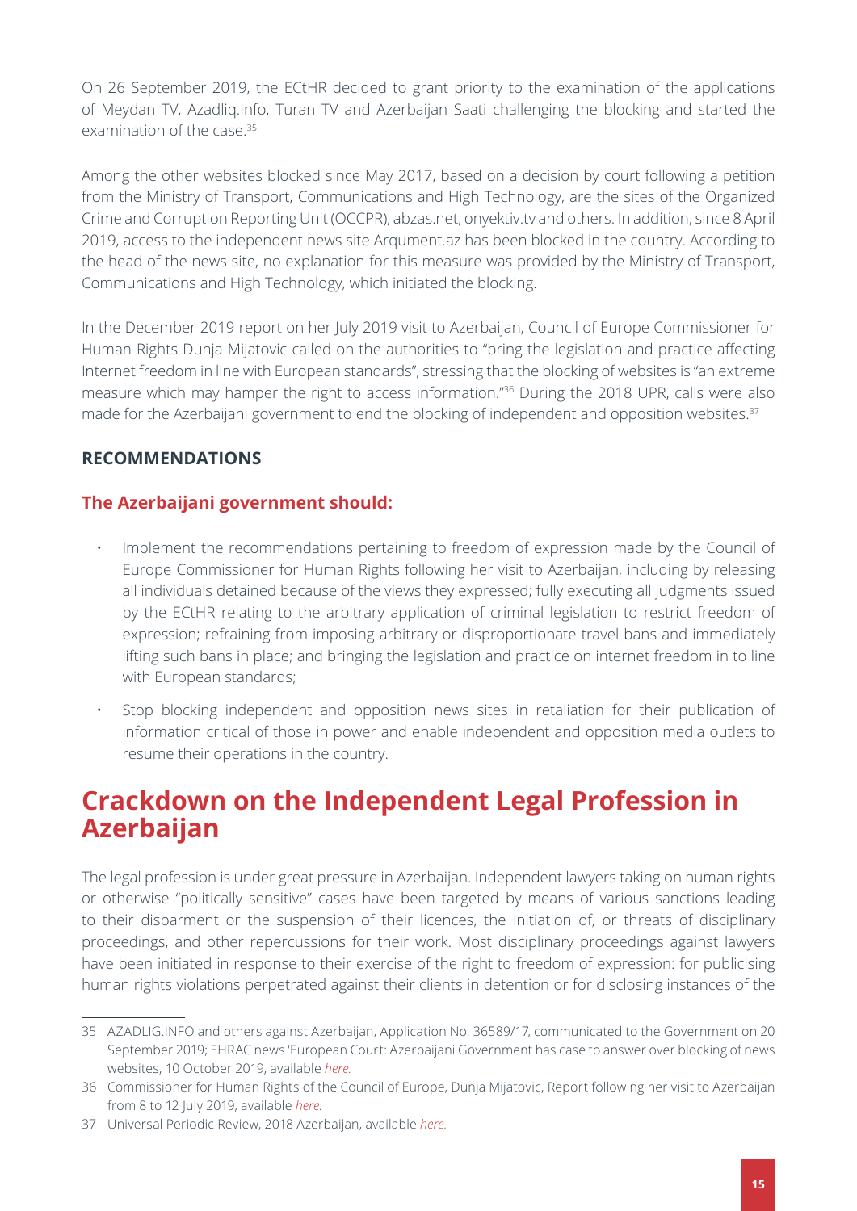On 26 September 2019, the ECtHR decided to grant priority to the examination of the applications of Meydan TV, Azadliq.Info, Turan TV and Azerbaijan Saati challenging the blocking and started the examination of the case.[35]

Among the other websites blocked since May 2017, based on a decision by court following a petition from the Ministry of Transport, Communications and High Technology, are the sites of the Organized Crime and Corruption Reporting Unit (OCCPR), abzas.net, onyektiv.tv and others. In addition, since 8 April 2019, access to the independent news site Arqument.az has been blocked in the country. According to the head of the news site, no explanation for this measure was provided by the Ministry of Transport, Communications and High Technology, which initiated the blocking.

In the December 2019 report on her July 2019 visit to Azerbaijan, Council of Europe Commissioner for Human Rights Dunja Mijatovic called on the authorities to "bring the legislation and practice affecting Internet freedom in line with European standards", stressing that the blocking of websites is "an extreme measure which may hamper the right to access information."[36] During the 2018 UPR, calls were also made for the Azerbaijani government to end the blocking of independent and opposition websites.[37]

### RECOMMENDATIONS

#### The Azerbaijani government should:

- Implement the recommendations pertaining to freedom of expression made by the Council of Europe Commissioner for Human Rights following her visit to Azerbaijan, including by releasing all individuals detained because of the views they expressed; fully executing all judgments issued by the ECtHR relating to the arbitrary application of criminal legislation to restrict freedom of expression; refraining from imposing arbitrary or disproportionate travel bans and immediately lifting such bans in place; and bringing the legislation and practice on internet freedom in to line with European standards;
- Stop blocking independent and opposition news sites in retaliation for their publication of information critical of those in power and enable independent and opposition media outlets to resume their operations in the country.

## Crackdown on the Independent Legal Profession in Azerbaijan

The legal profession is under great pressure in Azerbaijan. Independent lawyers taking on human rights or otherwise "politically sensitive" cases have been targeted by means of various sanctions leading to their disbarment or the suspension of their licences, the initiation of, or threats of disciplinary proceedings, and other repercussions for their work. Most disciplinary proceedings against lawyers have been initiated in response to their exercise of the right to freedom of expression: for publicising human rights violations perpetrated against their clients in detention or for disclosing instances of the

---

35 AZADLIG.INFO and others against Azerbaijan, Application No. 36589/17, communicated to the Government on 20 September 2019; EHRAC news 'European Court: Azerbaijani Government has case to answer over blocking of news websites, 10 October 2019, available *here.*

36 Commissioner for Human Rights of the Council of Europe, Dunja Mijatovic, Report following her visit to Azerbaijan from 8 to 12 July 2019, available *here.*

37 Universal Periodic Review, 2018 Azerbaijan, available *here.*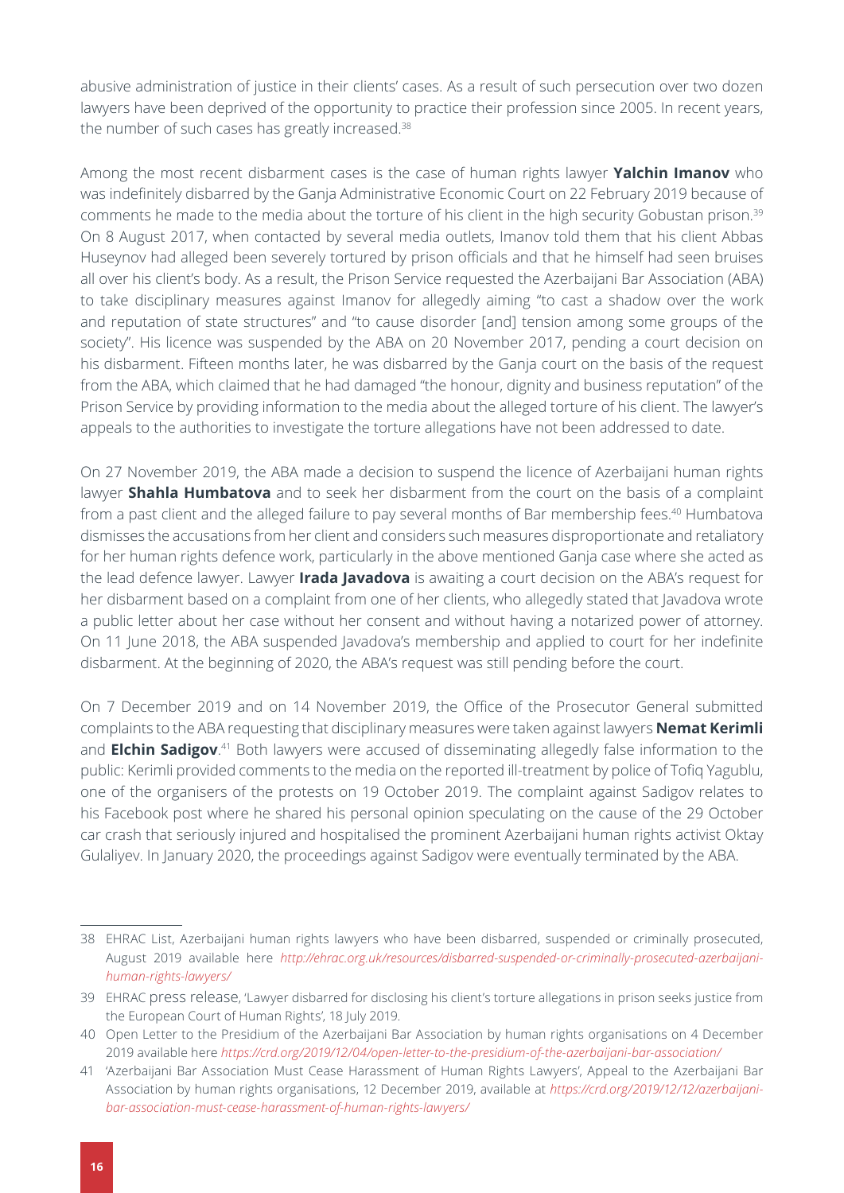abusive administration of justice in their clients' cases. As a result of such persecution over two dozen lawyers have been deprived of the opportunity to practice their profession since 2005. In recent years, the number of such cases has greatly increased.[38]

Among the most recent disbarment cases is the case of human rights lawyer **Yalchin Imanov** who was indefinitely disbarred by the Ganja Administrative Economic Court on 22 February 2019 because of comments he made to the media about the torture of his client in the high security Gobustan prison.[39] On 8 August 2017, when contacted by several media outlets, Imanov told them that his client Abbas Huseynov had alleged been severely tortured by prison officials and that he himself had seen bruises all over his client's body. As a result, the Prison Service requested the Azerbaijani Bar Association (ABA) to take disciplinary measures against Imanov for allegedly aiming "to cast a shadow over the work and reputation of state structures" and "to cause disorder [and] tension among some groups of the society". His licence was suspended by the ABA on 20 November 2017, pending a court decision on his disbarment. Fifteen months later, he was disbarred by the Ganja court on the basis of the request from the ABA, which claimed that he had damaged "the honour, dignity and business reputation" of the Prison Service by providing information to the media about the alleged torture of his client. The lawyer's appeals to the authorities to investigate the torture allegations have not been addressed to date.

On 27 November 2019, the ABA made a decision to suspend the licence of Azerbaijani human rights lawyer **Shahla Humbatova** and to seek her disbarment from the court on the basis of a complaint from a past client and the alleged failure to pay several months of Bar membership fees.[40] Humbatova dismisses the accusations from her client and considers such measures disproportionate and retaliatory for her human rights defence work, particularly in the above mentioned Ganja case where she acted as the lead defence lawyer. Lawyer **Irada Javadova** is awaiting a court decision on the ABA's request for her disbarment based on a complaint from one of her clients, who allegedly stated that Javadova wrote a public letter about her case without her consent and without having a notarized power of attorney. On 11 June 2018, the ABA suspended Javadova's membership and applied to court for her indefinite disbarment. At the beginning of 2020, the ABA's request was still pending before the court.

On 7 December 2019 and on 14 November 2019, the Office of the Prosecutor General submitted complaints to the ABA requesting that disciplinary measures were taken against lawyers **Nemat Kerimli** and **Elchin Sadigov**.[41] Both lawyers were accused of disseminating allegedly false information to the public: Kerimli provided comments to the media on the reported ill-treatment by police of Tofiq Yagublu, one of the organisers of the protests on 19 October 2019. The complaint against Sadigov relates to his Facebook post where he shared his personal opinion speculating on the cause of the 29 October car crash that seriously injured and hospitalised the prominent Azerbaijani human rights activist Oktay Gulaliyev. In January 2020, the proceedings against Sadigov were eventually terminated by the ABA.

---

38 EHRAC List, Azerbaijani human rights lawyers who have been disbarred, suspended or criminally prosecuted, August 2019 available here *http://ehrac.org.uk/resources/disbarred-suspended-or-criminally-prosecuted-azerbaijani-human-rights-lawyers/*

39 EHRAC press release, 'Lawyer disbarred for disclosing his client's torture allegations in prison seeks justice from the European Court of Human Rights', 18 July 2019.

40 Open Letter to the Presidium of the Azerbaijani Bar Association by human rights organisations on 4 December 2019 available here *https://crd.org/2019/12/04/open-letter-to-the-presidium-of-the-azerbaijani-bar-association/*

41 'Azerbaijani Bar Association Must Cease Harassment of Human Rights Lawyers', Appeal to the Azerbaijani Bar Association by human rights organisations, 12 December 2019, available at *https://crd.org/2019/12/12/azerbaijani-bar-association-must-cease-harassment-of-human-rights-lawyers/*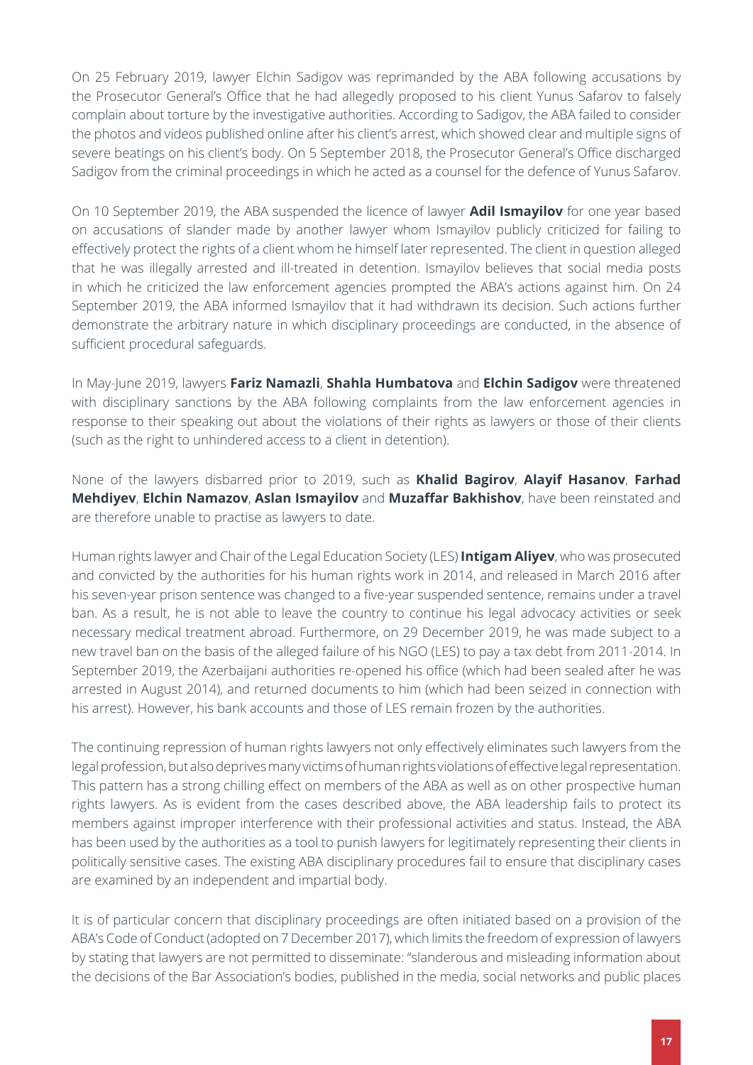On 25 February 2019, lawyer Elchin Sadigov was reprimanded by the ABA following accusations by the Prosecutor General's Office that he had allegedly proposed to his client Yunus Safarov to falsely complain about torture by the investigative authorities. According to Sadigov, the ABA failed to consider the photos and videos published online after his client's arrest, which showed clear and multiple signs of severe beatings on his client's body. On 5 September 2018, the Prosecutor General's Office discharged Sadigov from the criminal proceedings in which he acted as a counsel for the defence of Yunus Safarov.

On 10 September 2019, the ABA suspended the licence of lawyer **Adil Ismayilov** for one year based on accusations of slander made by another lawyer whom Ismayilov publicly criticized for failing to effectively protect the rights of a client whom he himself later represented. The client in question alleged that he was illegally arrested and ill-treated in detention. Ismayilov believes that social media posts in which he criticized the law enforcement agencies prompted the ABA's actions against him. On 24 September 2019, the ABA informed Ismayilov that it had withdrawn its decision. Such actions further demonstrate the arbitrary nature in which disciplinary proceedings are conducted, in the absence of sufficient procedural safeguards.

In May-June 2019, lawyers **Fariz Namazli**, **Shahla Humbatova** and **Elchin Sadigov** were threatened with disciplinary sanctions by the ABA following complaints from the law enforcement agencies in response to their speaking out about the violations of their rights as lawyers or those of their clients (such as the right to unhindered access to a client in detention).

None of the lawyers disbarred prior to 2019, such as **Khalid Bagirov**, **Alayif Hasanov**, **Farhad Mehdiyev**, **Elchin Namazov**, **Aslan Ismayilov** and **Muzaffar Bakhishov**, have been reinstated and are therefore unable to practise as lawyers to date.

Human rights lawyer and Chair of the Legal Education Society (LES) **Intigam Aliyev**, who was prosecuted and convicted by the authorities for his human rights work in 2014, and released in March 2016 after his seven-year prison sentence was changed to a five-year suspended sentence, remains under a travel ban. As a result, he is not able to leave the country to continue his legal advocacy activities or seek necessary medical treatment abroad. Furthermore, on 29 December 2019, he was made subject to a new travel ban on the basis of the alleged failure of his NGO (LES) to pay a tax debt from 2011-2014. In September 2019, the Azerbaijani authorities re-opened his office (which had been sealed after he was arrested in August 2014), and returned documents to him (which had been seized in connection with his arrest). However, his bank accounts and those of LES remain frozen by the authorities.

The continuing repression of human rights lawyers not only effectively eliminates such lawyers from the legal profession, but also deprives many victims of human rights violations of effective legal representation. This pattern has a strong chilling effect on members of the ABA as well as on other prospective human rights lawyers. As is evident from the cases described above, the ABA leadership fails to protect its members against improper interference with their professional activities and status. Instead, the ABA has been used by the authorities as a tool to punish lawyers for legitimately representing their clients in politically sensitive cases. The existing ABA disciplinary procedures fail to ensure that disciplinary cases are examined by an independent and impartial body.

It is of particular concern that disciplinary proceedings are often initiated based on a provision of the ABA's Code of Conduct (adopted on 7 December 2017), which limits the freedom of expression of lawyers by stating that lawyers are not permitted to disseminate: "slanderous and misleading information about the decisions of the Bar Association's bodies, published in the media, social networks and public places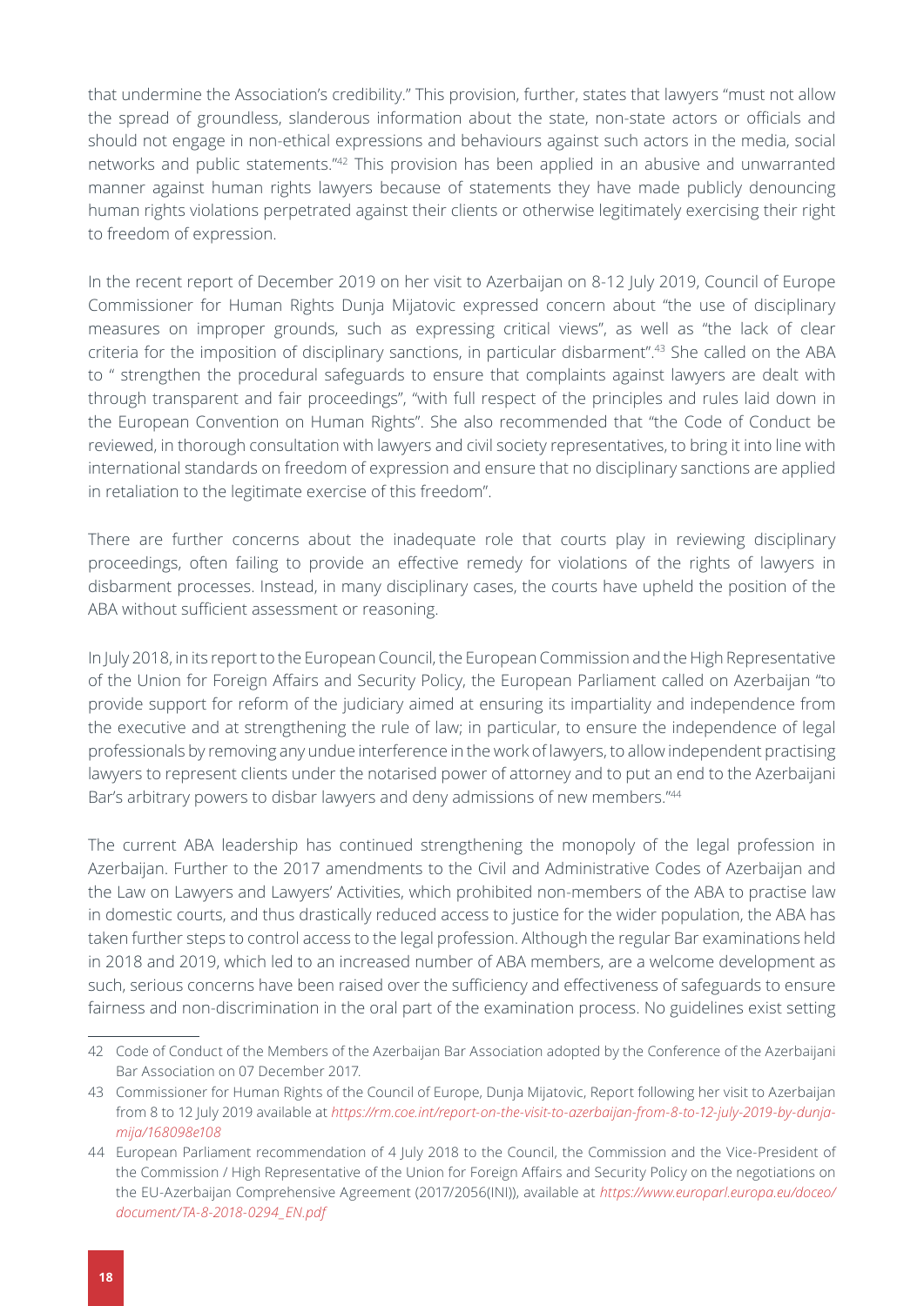that undermine the Association's credibility." This provision, further, states that lawyers "must not allow the spread of groundless, slanderous information about the state, non-state actors or officials and should not engage in non-ethical expressions and behaviours against such actors in the media, social networks and public statements."[42] This provision has been applied in an abusive and unwarranted manner against human rights lawyers because of statements they have made publicly denouncing human rights violations perpetrated against their clients or otherwise legitimately exercising their right to freedom of expression.

In the recent report of December 2019 on her visit to Azerbaijan on 8-12 July 2019, Council of Europe Commissioner for Human Rights Dunja Mijatovic expressed concern about "the use of disciplinary measures on improper grounds, such as expressing critical views", as well as "the lack of clear criteria for the imposition of disciplinary sanctions, in particular disbarment".[43] She called on the ABA to " strengthen the procedural safeguards to ensure that complaints against lawyers are dealt with through transparent and fair proceedings", "with full respect of the principles and rules laid down in the European Convention on Human Rights". She also recommended that "the Code of Conduct be reviewed, in thorough consultation with lawyers and civil society representatives, to bring it into line with international standards on freedom of expression and ensure that no disciplinary sanctions are applied in retaliation to the legitimate exercise of this freedom".

There are further concerns about the inadequate role that courts play in reviewing disciplinary proceedings, often failing to provide an effective remedy for violations of the rights of lawyers in disbarment processes. Instead, in many disciplinary cases, the courts have upheld the position of the ABA without sufficient assessment or reasoning.

In July 2018, in its report to the European Council, the European Commission and the High Representative of the Union for Foreign Affairs and Security Policy, the European Parliament called on Azerbaijan "to provide support for reform of the judiciary aimed at ensuring its impartiality and independence from the executive and at strengthening the rule of law; in particular, to ensure the independence of legal professionals by removing any undue interference in the work of lawyers, to allow independent practising lawyers to represent clients under the notarised power of attorney and to put an end to the Azerbaijani Bar's arbitrary powers to disbar lawyers and deny admissions of new members."[44]

The current ABA leadership has continued strengthening the monopoly of the legal profession in Azerbaijan. Further to the 2017 amendments to the Civil and Administrative Codes of Azerbaijan and the Law on Lawyers and Lawyers' Activities, which prohibited non-members of the ABA to practise law in domestic courts, and thus drastically reduced access to justice for the wider population, the ABA has taken further steps to control access to the legal profession. Although the regular Bar examinations held in 2018 and 2019, which led to an increased number of ABA members, are a welcome development as such, serious concerns have been raised over the sufficiency and effectiveness of safeguards to ensure fairness and non-discrimination in the oral part of the examination process. No guidelines exist setting

---

42 Code of Conduct of the Members of the Azerbaijan Bar Association adopted by the Conference of the Azerbaijani Bar Association on 07 December 2017.

43 Commissioner for Human Rights of the Council of Europe, Dunja Mijatovic, Report following her visit to Azerbaijan from 8 to 12 July 2019 available at *https://rm.coe.int/report-on-the-visit-to-azerbaijan-from-8-to-12-july-2019-by-dunja-mija/168098e108*

44 European Parliament recommendation of 4 July 2018 to the Council, the Commission and the Vice-President of the Commission / High Representative of the Union for Foreign Affairs and Security Policy on the negotiations on the EU-Azerbaijan Comprehensive Agreement (2017/2056(INI)), available at *https://www.europarl.europa.eu/doceo/document/TA-8-2018-0294_EN.pdf*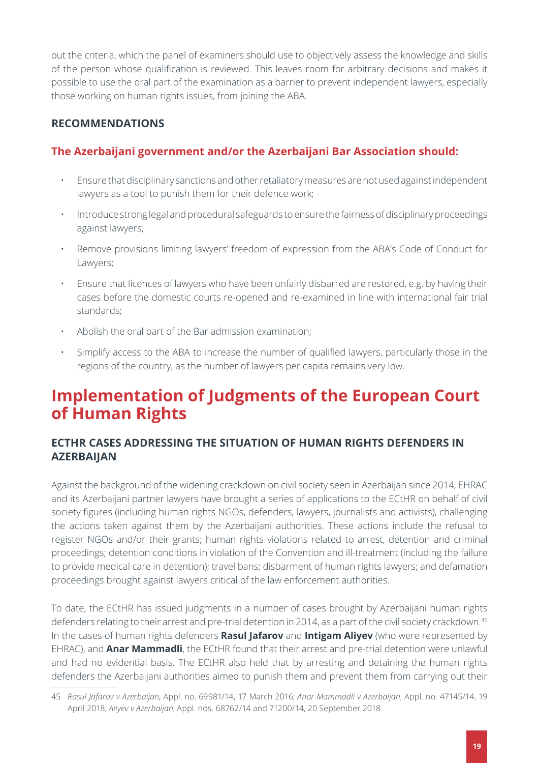out the criteria, which the panel of examiners should use to objectively assess the knowledge and skills of the person whose qualification is reviewed. This leaves room for arbitrary decisions and makes it possible to use the oral part of the examination as a barrier to prevent independent lawyers, especially those working on human rights issues, from joining the ABA.

### RECOMMENDATIONS

### The Azerbaijani government and/or the Azerbaijani Bar Association should:

- Ensure that disciplinary sanctions and other retaliatory measures are not used against independent lawyers as a tool to punish them for their defence work;
- Introduce strong legal and procedural safeguards to ensure the fairness of disciplinary proceedings against lawyers;
- Remove provisions limiting lawyers' freedom of expression from the ABA's Code of Conduct for Lawyers;
- Ensure that licences of lawyers who have been unfairly disbarred are restored, e.g. by having their cases before the domestic courts re-opened and re-examined in line with international fair trial standards;
- Abolish the oral part of the Bar admission examination;
- Simplify access to the ABA to increase the number of qualified lawyers, particularly those in the regions of the country, as the number of lawyers per capita remains very low.

## Implementation of Judgments of the European Court of Human Rights

### ECTHR CASES ADDRESSING THE SITUATION OF HUMAN RIGHTS DEFENDERS IN AZERBAIJAN

Against the background of the widening crackdown on civil society seen in Azerbaijan since 2014, EHRAC and its Azerbaijani partner lawyers have brought a series of applications to the ECtHR on behalf of civil society figures (including human rights NGOs, defenders, lawyers, journalists and activists), challenging the actions taken against them by the Azerbaijani authorities. These actions include the refusal to register NGOs and/or their grants; human rights violations related to arrest, detention and criminal proceedings; detention conditions in violation of the Convention and ill-treatment (including the failure to provide medical care in detention); travel bans; disbarment of human rights lawyers; and defamation proceedings brought against lawyers critical of the law enforcement authorities.

To date, the ECtHR has issued judgments in a number of cases brought by Azerbaijani human rights defenders relating to their arrest and pre-trial detention in 2014, as a part of the civil society crackdown.[45] In the cases of human rights defenders **Rasul Jafarov** and **Intigam Aliyev** (who were represented by EHRAC), and **Anar Mammadli**, the ECtHR found that their arrest and pre-trial detention were unlawful and had no evidential basis. The ECtHR also held that by arresting and detaining the human rights defenders the Azerbaijani authorities aimed to punish them and prevent them from carrying out their

---

45 *Rasul Jafarov v Azerbaijan*, Appl. no. 69981/14, 17 March 2016; *Anar Mammadli v Azerbaijan*, Appl. no. 47145/14, 19 April 2018; *Aliyev v Azerbaijan*, Appl. nos. 68762/14 and 71200/14, 20 September 2018.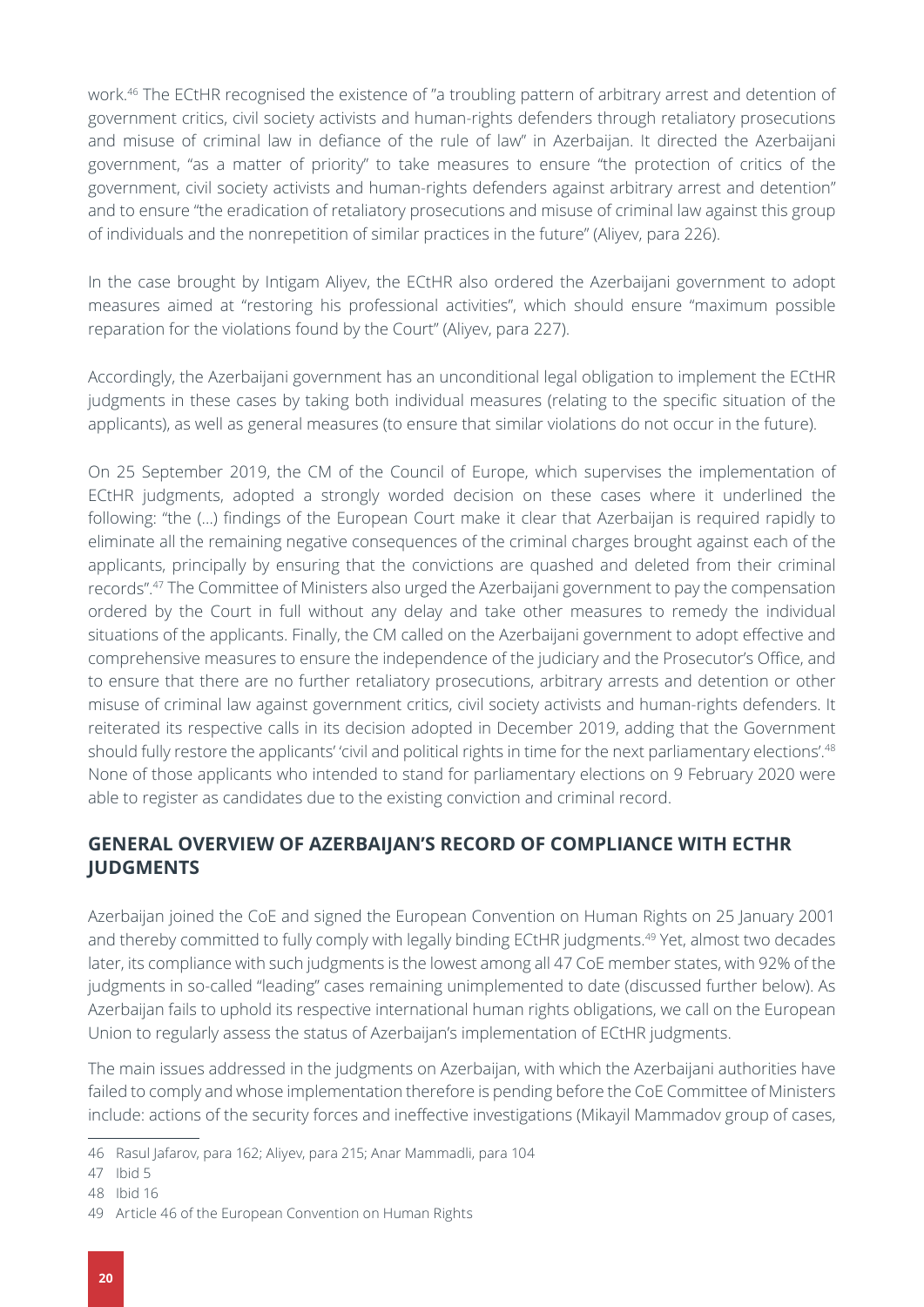work.[46] The ECtHR recognised the existence of "a troubling pattern of arbitrary arrest and detention of government critics, civil society activists and human-rights defenders through retaliatory prosecutions and misuse of criminal law in defiance of the rule of law" in Azerbaijan. It directed the Azerbaijani government, "as a matter of priority" to take measures to ensure "the protection of critics of the government, civil society activists and human-rights defenders against arbitrary arrest and detention" and to ensure "the eradication of retaliatory prosecutions and misuse of criminal law against this group of individuals and the nonrepetition of similar practices in the future" (Aliyev, para 226).

In the case brought by Intigam Aliyev, the ECtHR also ordered the Azerbaijani government to adopt measures aimed at "restoring his professional activities", which should ensure "maximum possible reparation for the violations found by the Court" (Aliyev, para 227).

Accordingly, the Azerbaijani government has an unconditional legal obligation to implement the ECtHR judgments in these cases by taking both individual measures (relating to the specific situation of the applicants), as well as general measures (to ensure that similar violations do not occur in the future).

On 25 September 2019, the CM of the Council of Europe, which supervises the implementation of ECtHR judgments, adopted a strongly worded decision on these cases where it underlined the following: "the (…) findings of the European Court make it clear that Azerbaijan is required rapidly to eliminate all the remaining negative consequences of the criminal charges brought against each of the applicants, principally by ensuring that the convictions are quashed and deleted from their criminal records".[47] The Committee of Ministers also urged the Azerbaijani government to pay the compensation ordered by the Court in full without any delay and take other measures to remedy the individual situations of the applicants. Finally, the CM called on the Azerbaijani government to adopt effective and comprehensive measures to ensure the independence of the judiciary and the Prosecutor's Office, and to ensure that there are no further retaliatory prosecutions, arbitrary arrests and detention or other misuse of criminal law against government critics, civil society activists and human-rights defenders. It reiterated its respective calls in its decision adopted in December 2019, adding that the Government should fully restore the applicants' 'civil and political rights in time for the next parliamentary elections'.[48] None of those applicants who intended to stand for parliamentary elections on 9 February 2020 were able to register as candidates due to the existing conviction and criminal record.

## GENERAL OVERVIEW OF AZERBAIJAN'S RECORD OF COMPLIANCE WITH ECTHR JUDGMENTS

Azerbaijan joined the CoE and signed the European Convention on Human Rights on 25 January 2001 and thereby committed to fully comply with legally binding ECtHR judgments.[49] Yet, almost two decades later, its compliance with such judgments is the lowest among all 47 CoE member states, with 92% of the judgments in so-called "leading" cases remaining unimplemented to date (discussed further below). As Azerbaijan fails to uphold its respective international human rights obligations, we call on the European Union to regularly assess the status of Azerbaijan's implementation of ECtHR judgments.

The main issues addressed in the judgments on Azerbaijan, with which the Azerbaijani authorities have failed to comply and whose implementation therefore is pending before the CoE Committee of Ministers include: actions of the security forces and ineffective investigations (Mikayil Mammadov group of cases,

---

46 Rasul Jafarov, para 162; Aliyev, para 215; Anar Mammadli, para 104

47 Ibid 5

48 Ibid 16

49 Article 46 of the European Convention on Human Rights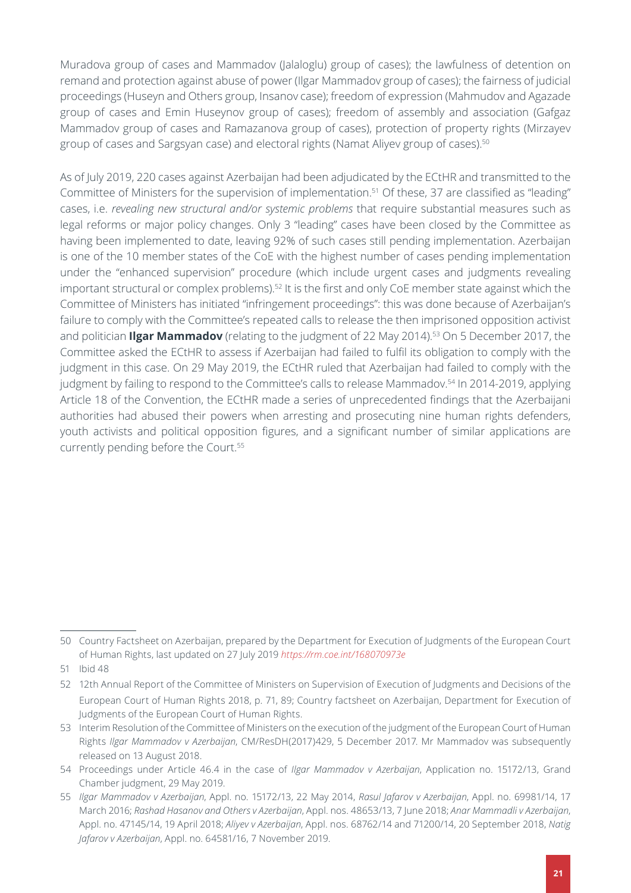Muradova group of cases and Mammadov (Jalaloglu) group of cases); the lawfulness of detention on remand and protection against abuse of power (Ilgar Mammadov group of cases); the fairness of judicial proceedings (Huseyn and Others group, Insanov case); freedom of expression (Mahmudov and Agazade group of cases and Emin Huseynov group of cases); freedom of assembly and association (Gafgaz Mammadov group of cases and Ramazanova group of cases), protection of property rights (Mirzayev group of cases and Sargsyan case) and electoral rights (Namat Aliyev group of cases).[50]

As of July 2019, 220 cases against Azerbaijan had been adjudicated by the ECtHR and transmitted to the Committee of Ministers for the supervision of implementation.[51] Of these, 37 are classified as "leading" cases, i.e. *revealing new structural and/or systemic problems* that require substantial measures such as legal reforms or major policy changes. Only 3 "leading" cases have been closed by the Committee as having been implemented to date, leaving 92% of such cases still pending implementation. Azerbaijan is one of the 10 member states of the CoE with the highest number of cases pending implementation under the "enhanced supervision" procedure (which include urgent cases and judgments revealing important structural or complex problems).[52] It is the first and only CoE member state against which the Committee of Ministers has initiated "infringement proceedings": this was done because of Azerbaijan's failure to comply with the Committee's repeated calls to release the then imprisoned opposition activist and politician **Ilgar Mammadov** (relating to the judgment of 22 May 2014).[53] On 5 December 2017, the Committee asked the ECtHR to assess if Azerbaijan had failed to fulfil its obligation to comply with the judgment in this case. On 29 May 2019, the ECtHR ruled that Azerbaijan had failed to comply with the judgment by failing to respond to the Committee's calls to release Mammadov.[54] In 2014-2019, applying Article 18 of the Convention, the ECtHR made a series of unprecedented findings that the Azerbaijani authorities had abused their powers when arresting and prosecuting nine human rights defenders, youth activists and political opposition figures, and a significant number of similar applications are currently pending before the Court.[55]

---

50 Country Factsheet on Azerbaijan, prepared by the Department for Execution of Judgments of the European Court of Human Rights, last updated on 27 July 2019 *https://rm.coe.int/168070973e*

51 Ibid 48

52 12th Annual Report of the Committee of Ministers on Supervision of Execution of Judgments and Decisions of the European Court of Human Rights 2018, p. 71, 89; Country factsheet on Azerbaijan, Department for Execution of Judgments of the European Court of Human Rights.

53 Interim Resolution of the Committee of Ministers on the execution of the judgment of the European Court of Human Rights *Ilgar Mammadov v Azerbaijan*, CM/ResDH(2017)429, 5 December 2017. Mr Mammadov was subsequently released on 13 August 2018.

54 Proceedings under Article 46.4 in the case of *Ilgar Mammadov v Azerbaijan*, Application no. 15172/13, Grand Chamber judgment, 29 May 2019.

55 *Ilgar Mammadov v Azerbaijan*, Appl. no. 15172/13, 22 May 2014, *Rasul Jafarov v Azerbaijan*, Appl. no. 69981/14, 17 March 2016; *Rashad Hasanov and Others v Azerbaijan*, Appl. nos. 48653/13, 7 June 2018; *Anar Mammadli v Azerbaijan*, Appl. no. 47145/14, 19 April 2018; *Aliyev v Azerbaijan*, Appl. nos. 68762/14 and 71200/14, 20 September 2018, *Natig Jafarov v Azerbaijan*, Appl. no. 64581/16, 7 November 2019.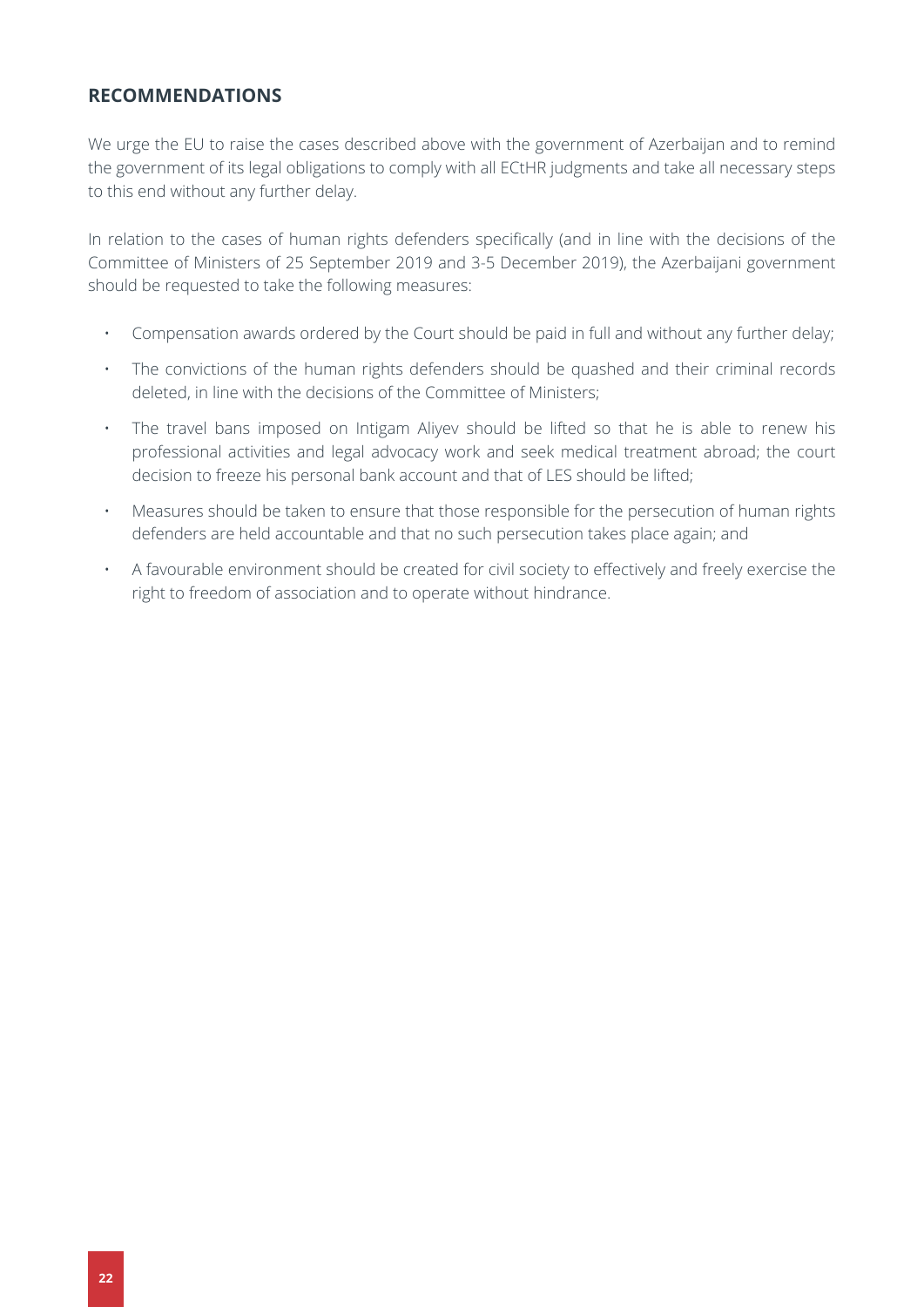## RECOMMENDATIONS

We urge the EU to raise the cases described above with the government of Azerbaijan and to remind the government of its legal obligations to comply with all ECtHR judgments and take all necessary steps to this end without any further delay.

In relation to the cases of human rights defenders specifically (and in line with the decisions of the Committee of Ministers of 25 September 2019 and 3-5 December 2019), the Azerbaijani government should be requested to take the following measures:

- Compensation awards ordered by the Court should be paid in full and without any further delay;
- The convictions of the human rights defenders should be quashed and their criminal records deleted, in line with the decisions of the Committee of Ministers;
- The travel bans imposed on Intigam Aliyev should be lifted so that he is able to renew his professional activities and legal advocacy work and seek medical treatment abroad; the court decision to freeze his personal bank account and that of LES should be lifted;
- Measures should be taken to ensure that those responsible for the persecution of human rights defenders are held accountable and that no such persecution takes place again; and
- A favourable environment should be created for civil society to effectively and freely exercise the right to freedom of association and to operate without hindrance.